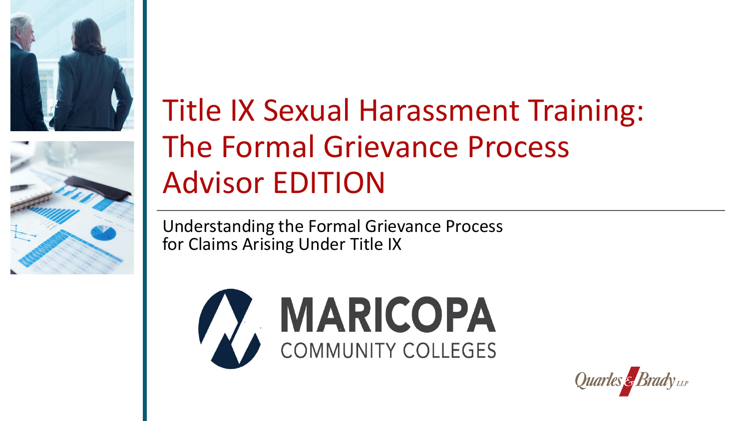# Title IX Sexual Harassment Training: The Formal Grievance Process Advisor EDITION

Understanding the Formal Grievance Process for Claims Arising Under Title IX

MARICOPA COMMUNITY COLLEGES

Quarles & Brady LLP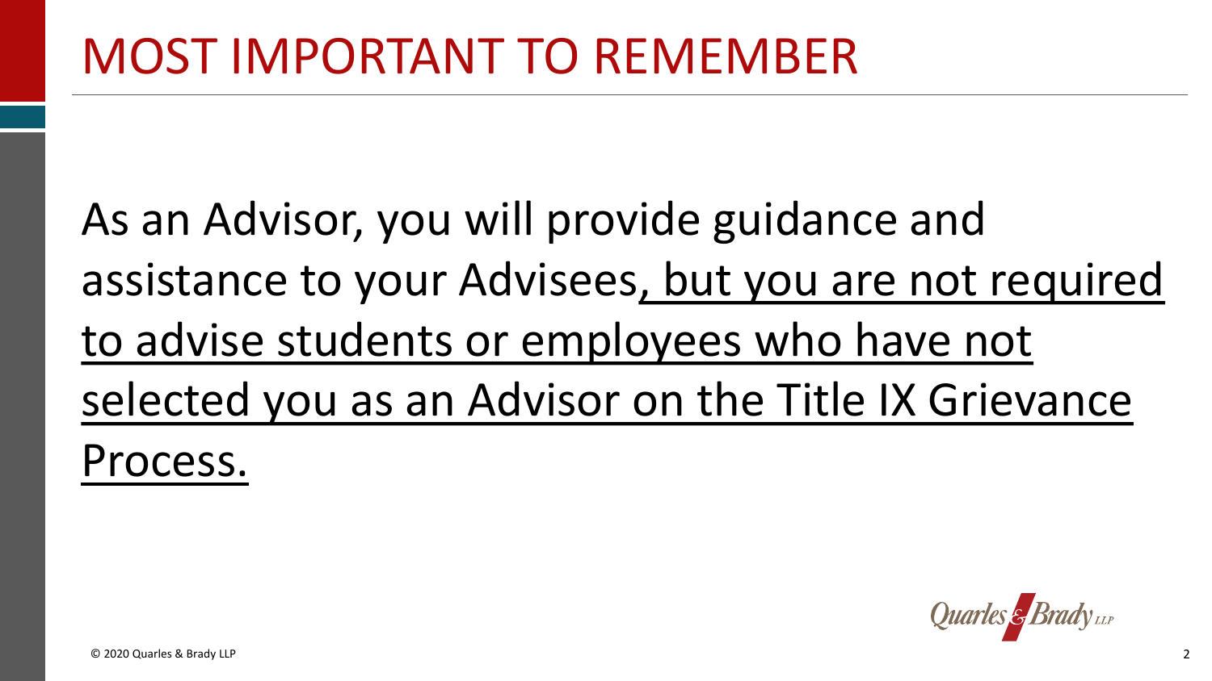# MOST IMPORTANT TO REMEMBER

As an Advisor, you will provide guidance and assistance to your Advisees, but you are not required to advise students or employees who have not selected you as an Advisor on the Title IX Grievance Process.

© 2020 Quarles & Brady LLP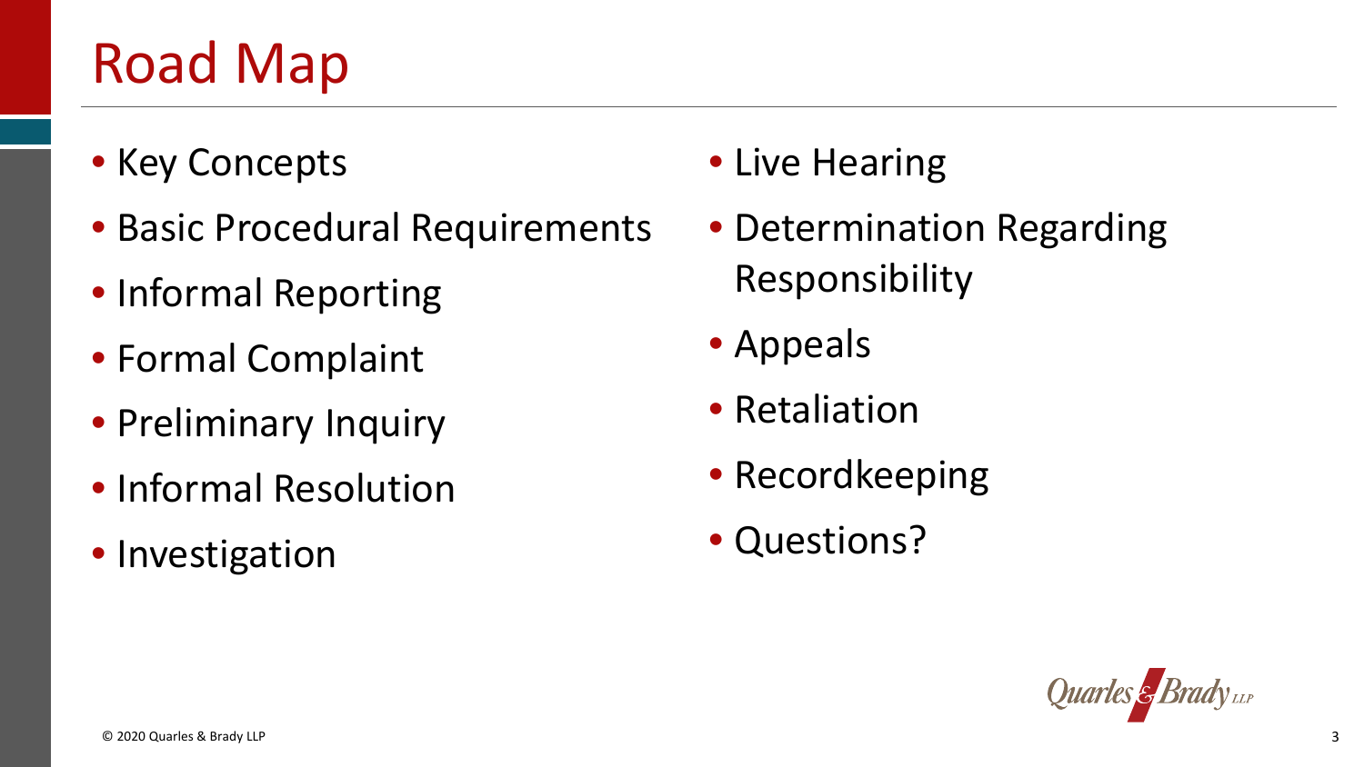# Road Map

- Key Concepts
- Basic Procedural Requirements
- Informal Reporting
- Formal Complaint
- Preliminary Inquiry
- Informal Resolution
- Investigation
- Live Hearing
- Determination Regarding Responsibility
- Appeals
- Retaliation
- Recordkeeping
- Questions?

© 2020 Quarles & Brady LLP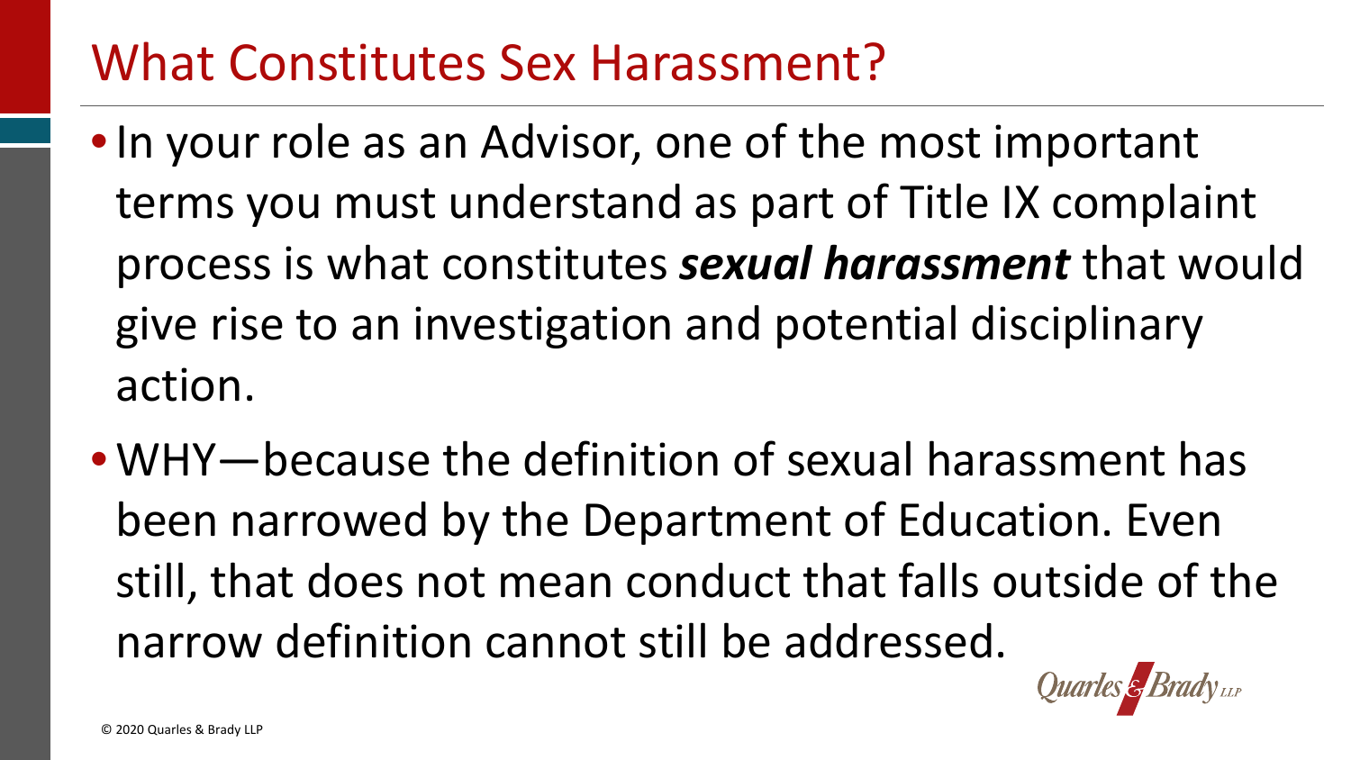# What Constitutes Sex Harassment?

- In your role as an Advisor, one of the most important terms you must understand as part of Title IX complaint process is what constitutes ***sexual harassment*** that would give rise to an investigation and potential disciplinary action.
- WHY—because the definition of sexual harassment has been narrowed by the Department of Education. Even still, that does not mean conduct that falls outside of the narrow definition cannot still be addressed.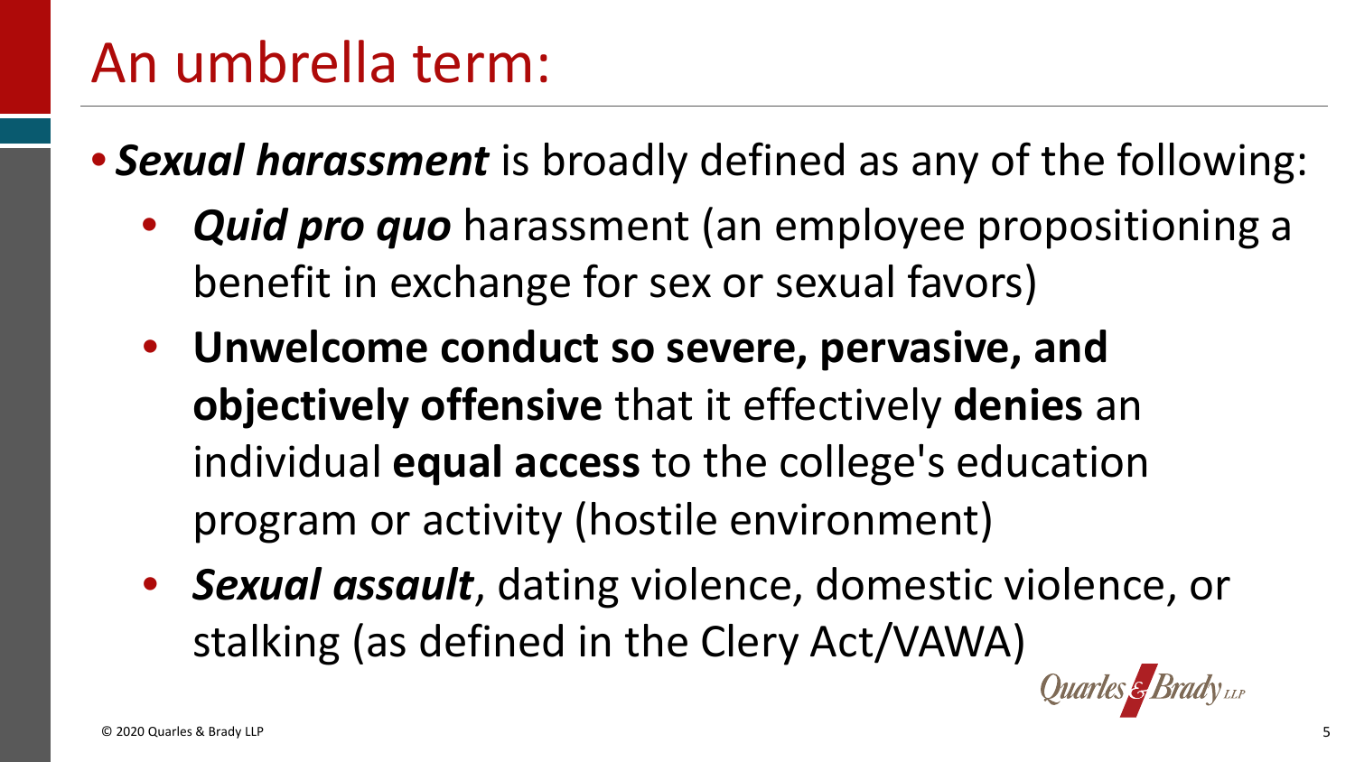# An umbrella term:

- ***Sexual harassment*** is broadly defined as any of the following:
  - ***Quid pro quo*** harassment (an employee propositioning a benefit in exchange for sex or sexual favors)
  - **Unwelcome conduct so severe, pervasive, and objectively offensive** that it effectively **denies** an individual **equal access** to the college's education program or activity (hostile environment)
  - ***Sexual assault***, dating violence, domestic violence, or stalking (as defined in the Clery Act/VAWA)

© 2020 Quarles & Brady LLP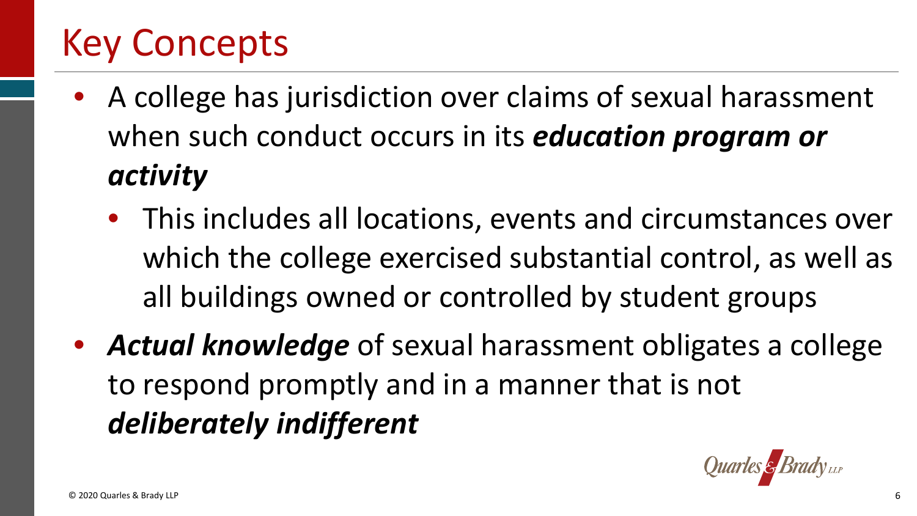# Key Concepts

- A college has jurisdiction over claims of sexual harassment when such conduct occurs in its ***education program or activity***
  - This includes all locations, events and circumstances over which the college exercised substantial control, as well as all buildings owned or controlled by student groups
- ***Actual knowledge*** of sexual harassment obligates a college to respond promptly and in a manner that is not ***deliberately indifferent***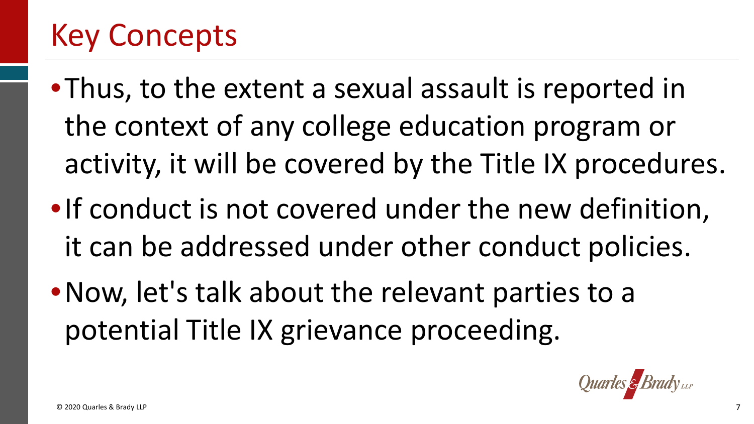# Key Concepts

- Thus, to the extent a sexual assault is reported in the context of any college education program or activity, it will be covered by the Title IX procedures.
- If conduct is not covered under the new definition, it can be addressed under other conduct policies.
- Now, let's talk about the relevant parties to a potential Title IX grievance proceeding.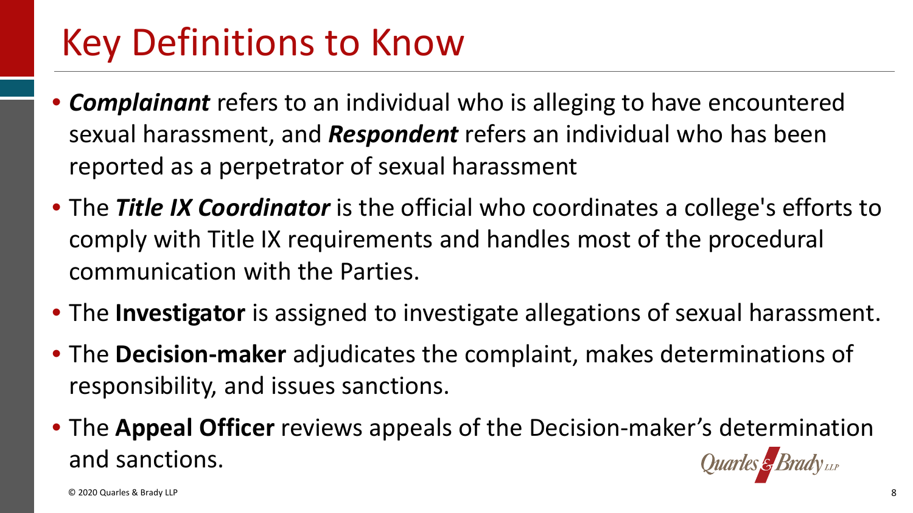# Key Definitions to Know

- ***Complainant*** refers to an individual who is alleging to have encountered sexual harassment, and ***Respondent*** refers an individual who has been reported as a perpetrator of sexual harassment
- The ***Title IX Coordinator*** is the official who coordinates a college's efforts to comply with Title IX requirements and handles most of the procedural communication with the Parties.
- The **Investigator** is assigned to investigate allegations of sexual harassment.
- The **Decision-maker** adjudicates the complaint, makes determinations of responsibility, and issues sanctions.
- The **Appeal Officer** reviews appeals of the Decision-maker's determination and sanctions.

© 2020 Quarles & Brady LLP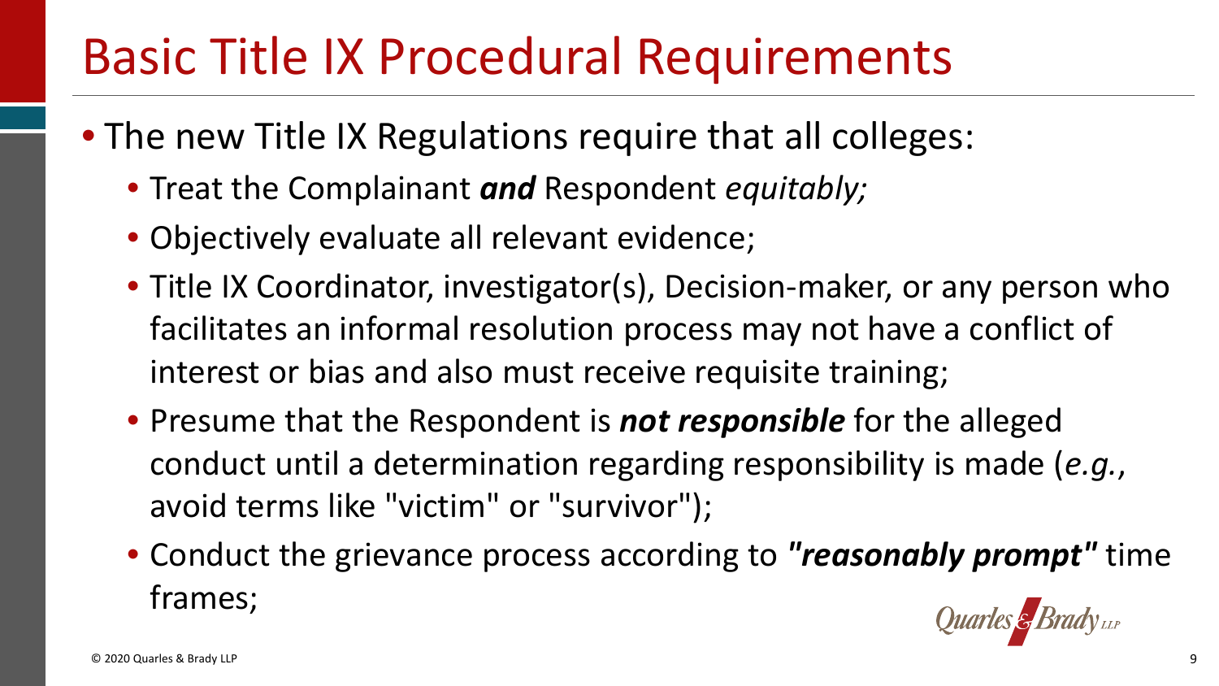# Basic Title IX Procedural Requirements

- The new Title IX Regulations require that all colleges:
  - Treat the Complainant ***and*** Respondent *equitably;*
  - Objectively evaluate all relevant evidence;
  - Title IX Coordinator, investigator(s), Decision-maker, or any person who facilitates an informal resolution process may not have a conflict of interest or bias and also must receive requisite training;
  - Presume that the Respondent is ***not responsible*** for the alleged conduct until a determination regarding responsibility is made (*e.g.*, avoid terms like "victim" or "survivor");
  - Conduct the grievance process according to ***"reasonably prompt"*** time frames;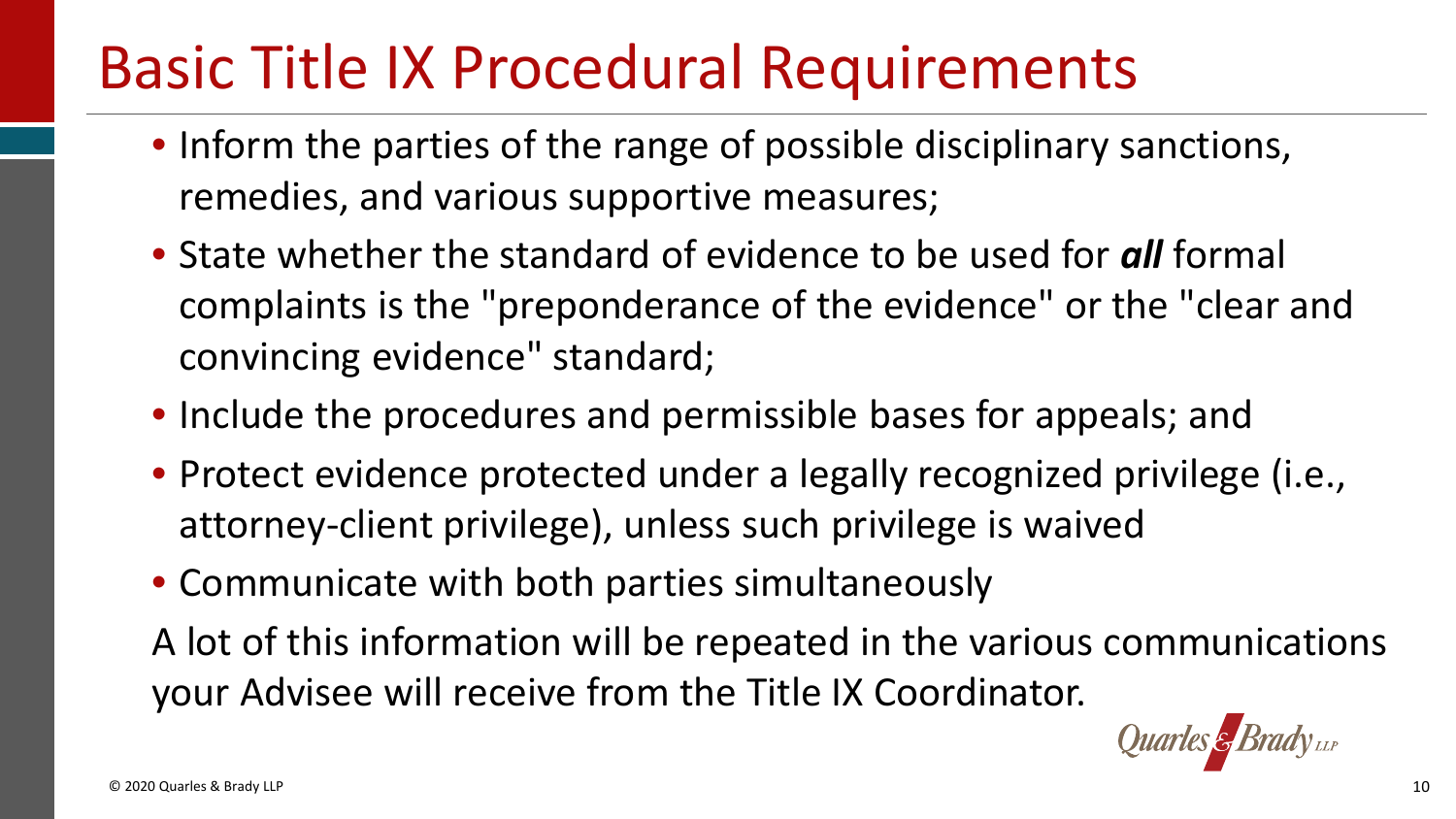# Basic Title IX Procedural Requirements

- Inform the parties of the range of possible disciplinary sanctions, remedies, and various supportive measures;
- State whether the standard of evidence to be used for ***all*** formal complaints is the "preponderance of the evidence" or the "clear and convincing evidence" standard;
- Include the procedures and permissible bases for appeals; and
- Protect evidence protected under a legally recognized privilege (i.e., attorney-client privilege), unless such privilege is waived
- Communicate with both parties simultaneously

A lot of this information will be repeated in the various communications your Advisee will receive from the Title IX Coordinator.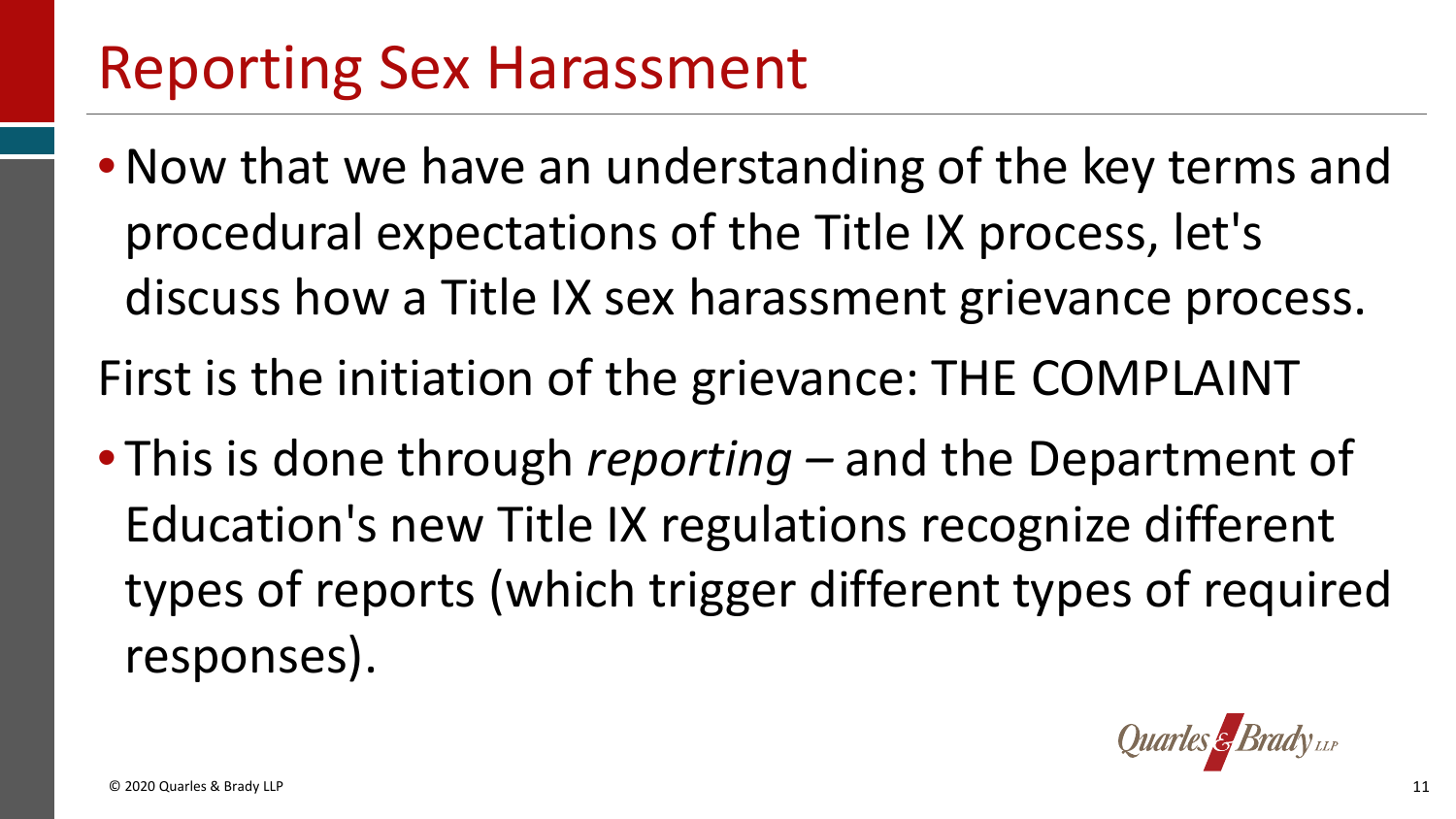# Reporting Sex Harassment

- Now that we have an understanding of the key terms and procedural expectations of the Title IX process, let's discuss how a Title IX sex harassment grievance process.

First is the initiation of the grievance: THE COMPLAINT

- This is done through *reporting* – and the Department of Education's new Title IX regulations recognize different types of reports (which trigger different types of required responses).

© 2020 Quarles & Brady LLP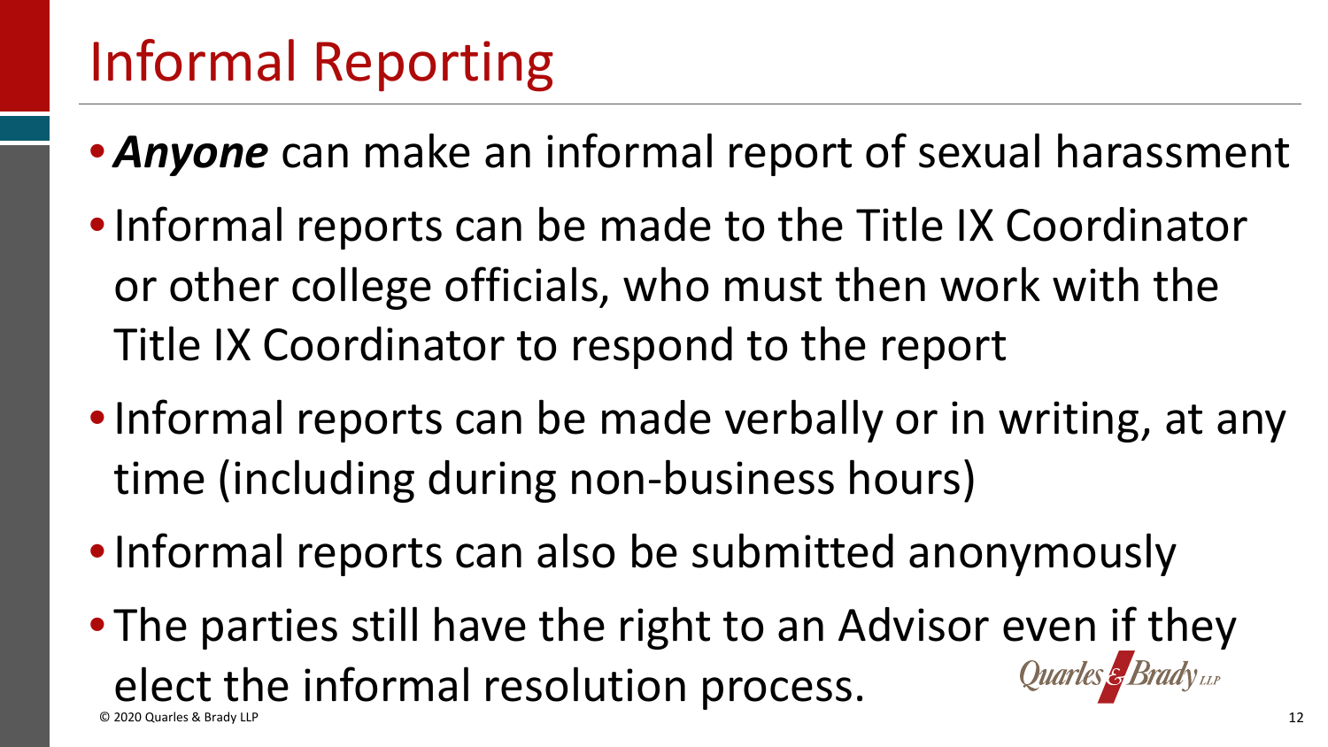# Informal Reporting

- ***Anyone*** can make an informal report of sexual harassment
- Informal reports can be made to the Title IX Coordinator or other college officials, who must then work with the Title IX Coordinator to respond to the report
- Informal reports can be made verbally or in writing, at any time (including during non-business hours)
- Informal reports can also be submitted anonymously
- The parties still have the right to an Advisor even if they elect the informal resolution process.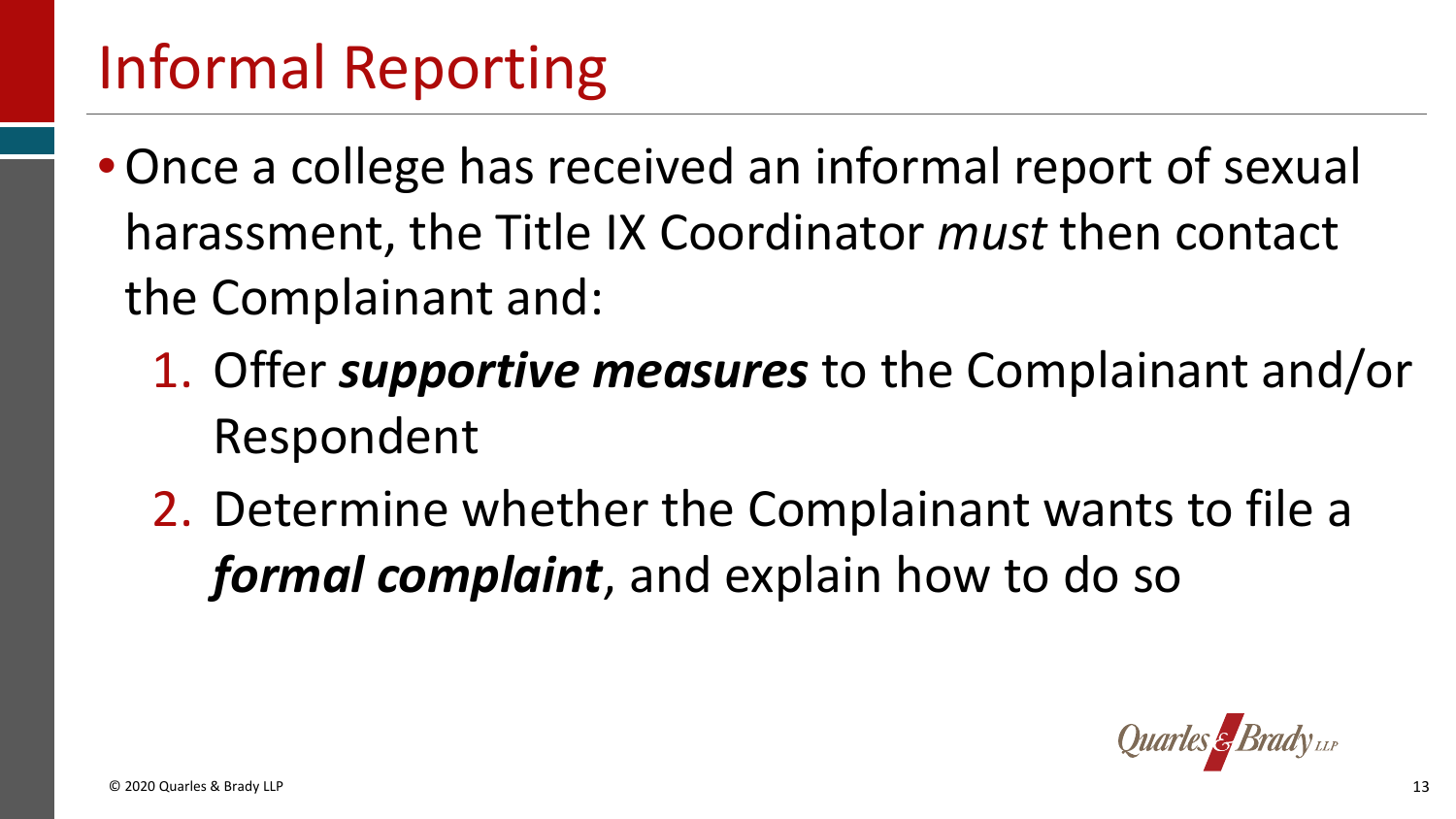# Informal Reporting

- Once a college has received an informal report of sexual harassment, the Title IX Coordinator *must* then contact the Complainant and:
  1. Offer ***supportive measures*** to the Complainant and/or Respondent
  2. Determine whether the Complainant wants to file a ***formal complaint***, and explain how to do so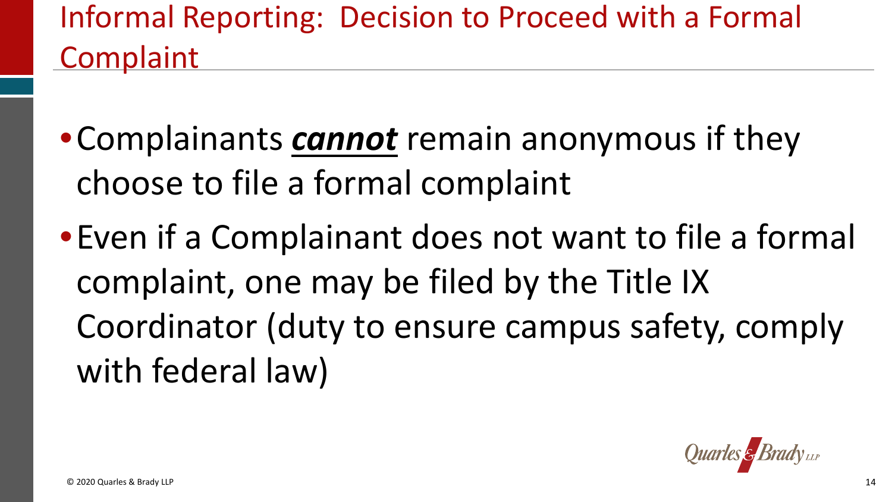# Informal Reporting: Decision to Proceed with a Formal Complaint

- Complainants ***<u>cannot</u>*** remain anonymous if they choose to file a formal complaint
- Even if a Complainant does not want to file a formal complaint, one may be filed by the Title IX Coordinator (duty to ensure campus safety, comply with federal law)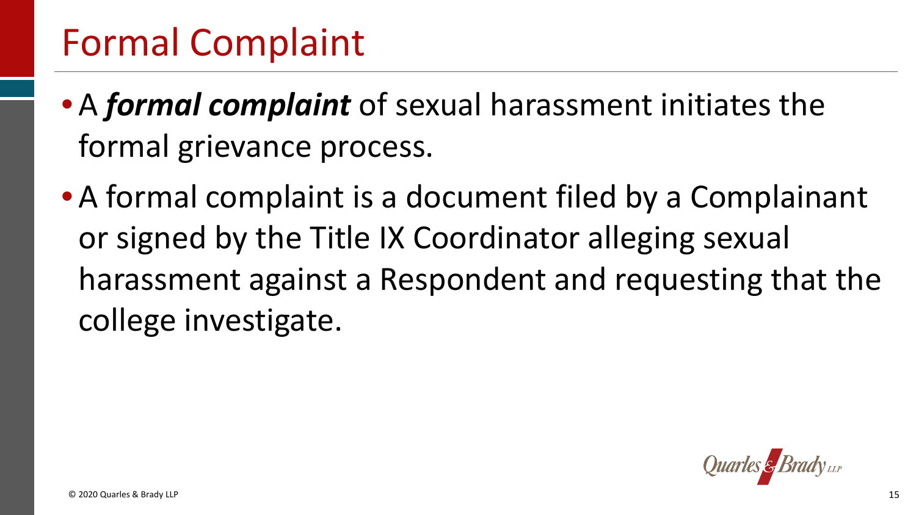# Formal Complaint

- A ***formal complaint*** of sexual harassment initiates the formal grievance process.
- A formal complaint is a document filed by a Complainant or signed by the Title IX Coordinator alleging sexual harassment against a Respondent and requesting that the college investigate.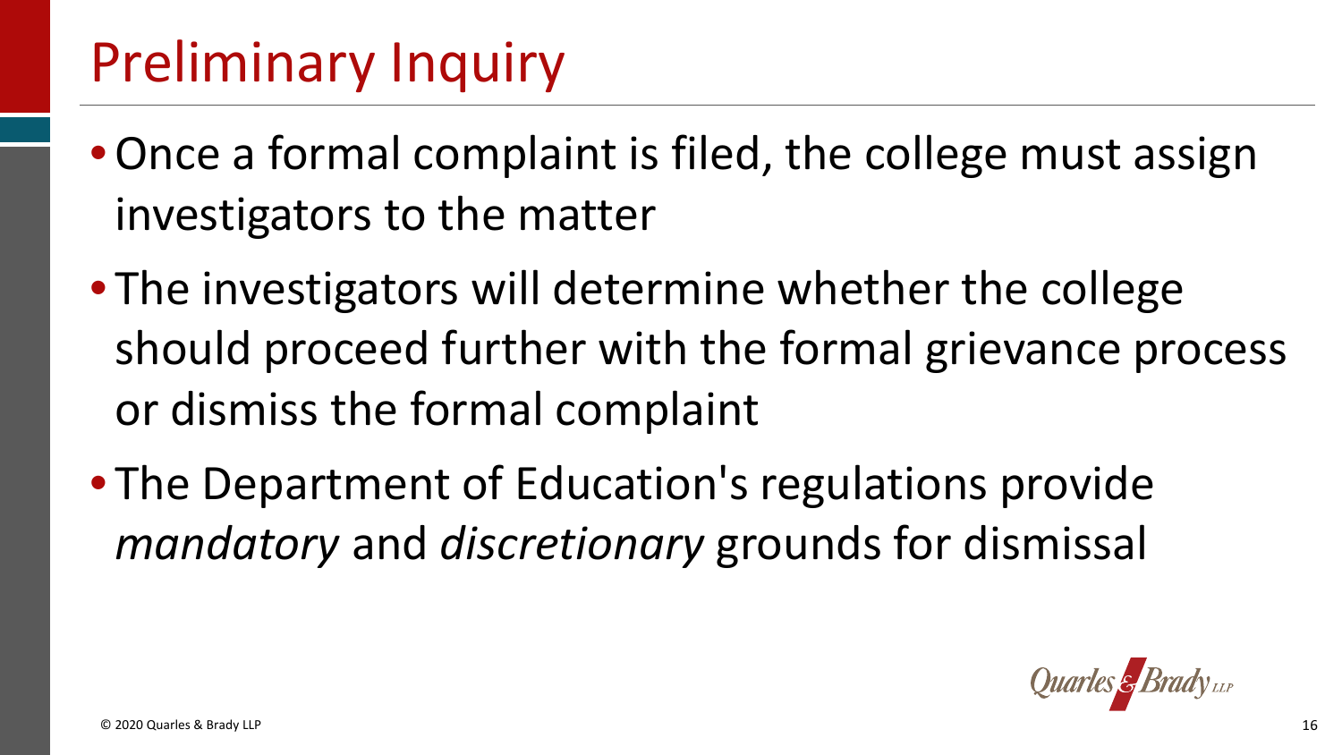# Preliminary Inquiry

- Once a formal complaint is filed, the college must assign investigators to the matter
- The investigators will determine whether the college should proceed further with the formal grievance process or dismiss the formal complaint
- The Department of Education's regulations provide *mandatory* and *discretionary* grounds for dismissal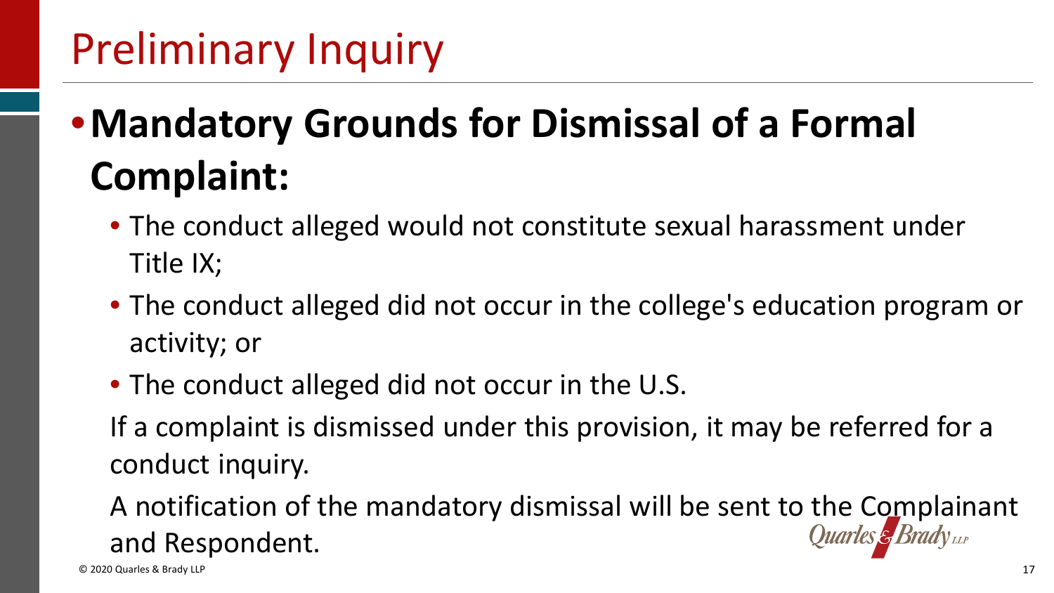# Preliminary Inquiry

- **Mandatory Grounds for Dismissal of a Formal Complaint:**
  - The conduct alleged would not constitute sexual harassment under Title IX;
  - The conduct alleged did not occur in the college's education program or activity; or
  - The conduct alleged did not occur in the U.S.

  If a complaint is dismissed under this provision, it may be referred for a conduct inquiry.

  A notification of the mandatory dismissal will be sent to the Complainant and Respondent.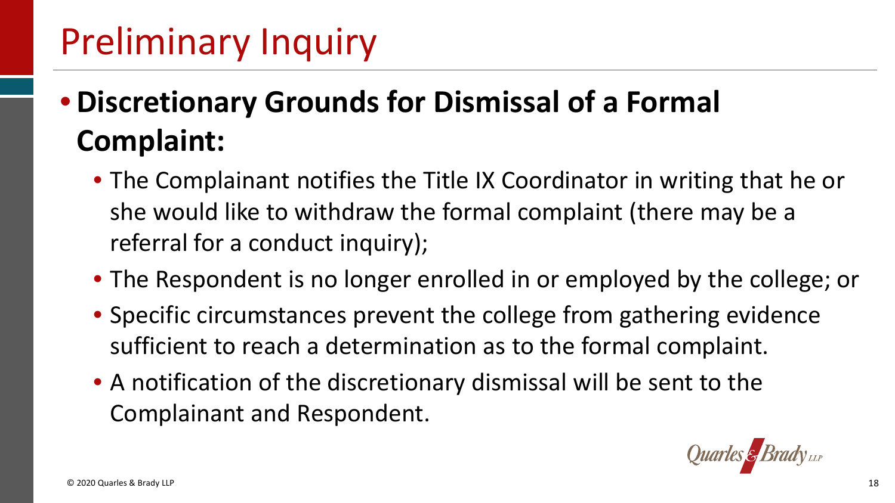# Preliminary Inquiry

- **Discretionary Grounds for Dismissal of a Formal Complaint:**
  - The Complainant notifies the Title IX Coordinator in writing that he or she would like to withdraw the formal complaint (there may be a referral for a conduct inquiry);
  - The Respondent is no longer enrolled in or employed by the college; or
  - Specific circumstances prevent the college from gathering evidence sufficient to reach a determination as to the formal complaint.
  - A notification of the discretionary dismissal will be sent to the Complainant and Respondent.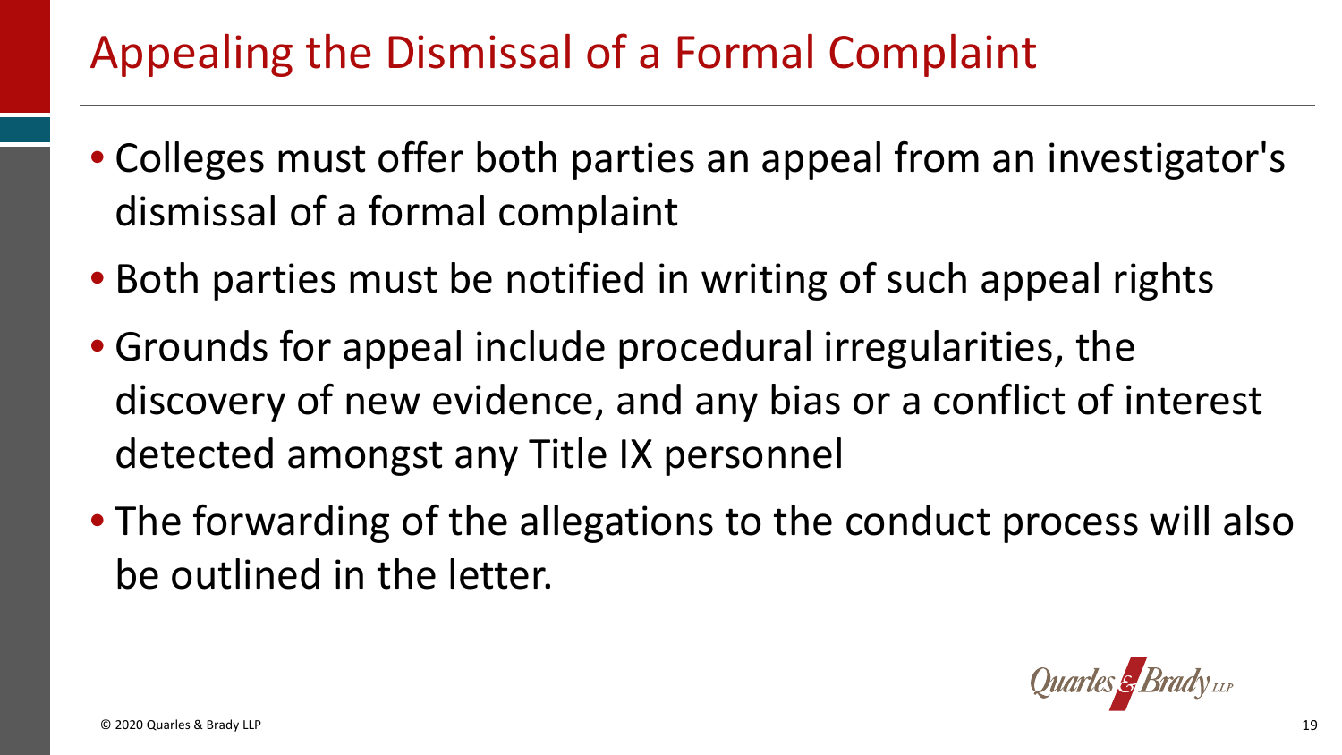# Appealing the Dismissal of a Formal Complaint

- Colleges must offer both parties an appeal from an investigator's dismissal of a formal complaint
- Both parties must be notified in writing of such appeal rights
- Grounds for appeal include procedural irregularities, the discovery of new evidence, and any bias or a conflict of interest detected amongst any Title IX personnel
- The forwarding of the allegations to the conduct process will also be outlined in the letter.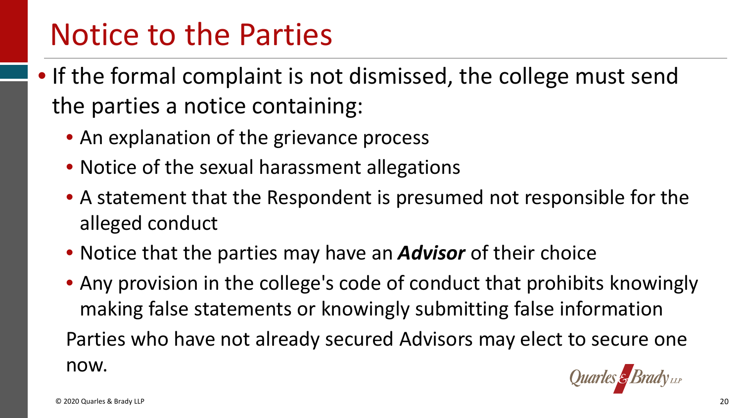# Notice to the Parties

- If the formal complaint is not dismissed, the college must send the parties a notice containing:
  - An explanation of the grievance process
  - Notice of the sexual harassment allegations
  - A statement that the Respondent is presumed not responsible for the alleged conduct
  - Notice that the parties may have an ***Advisor*** of their choice
  - Any provision in the college's code of conduct that prohibits knowingly making false statements or knowingly submitting false information

  Parties who have not already secured Advisors may elect to secure one now.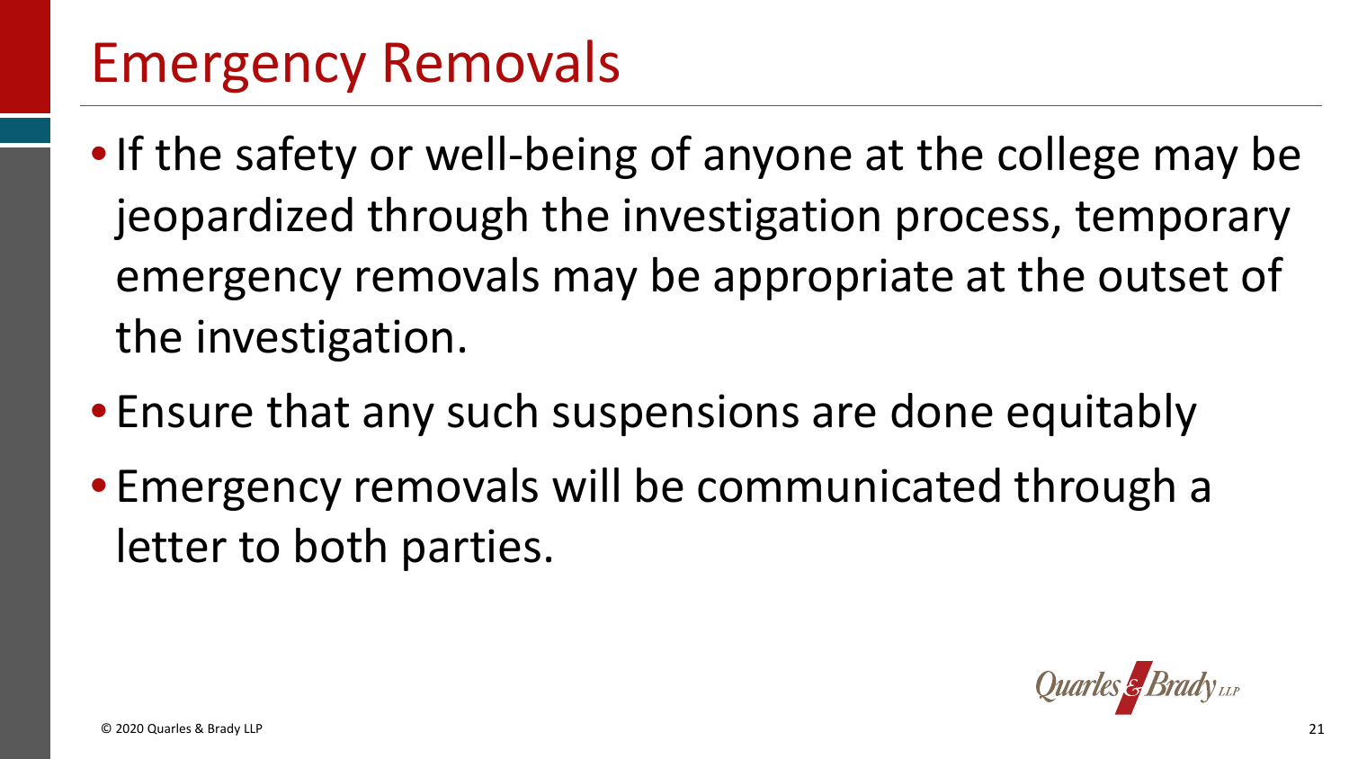# Emergency Removals

- If the safety or well-being of anyone at the college may be jeopardized through the investigation process, temporary emergency removals may be appropriate at the outset of the investigation.
- Ensure that any such suspensions are done equitably
- Emergency removals will be communicated through a letter to both parties.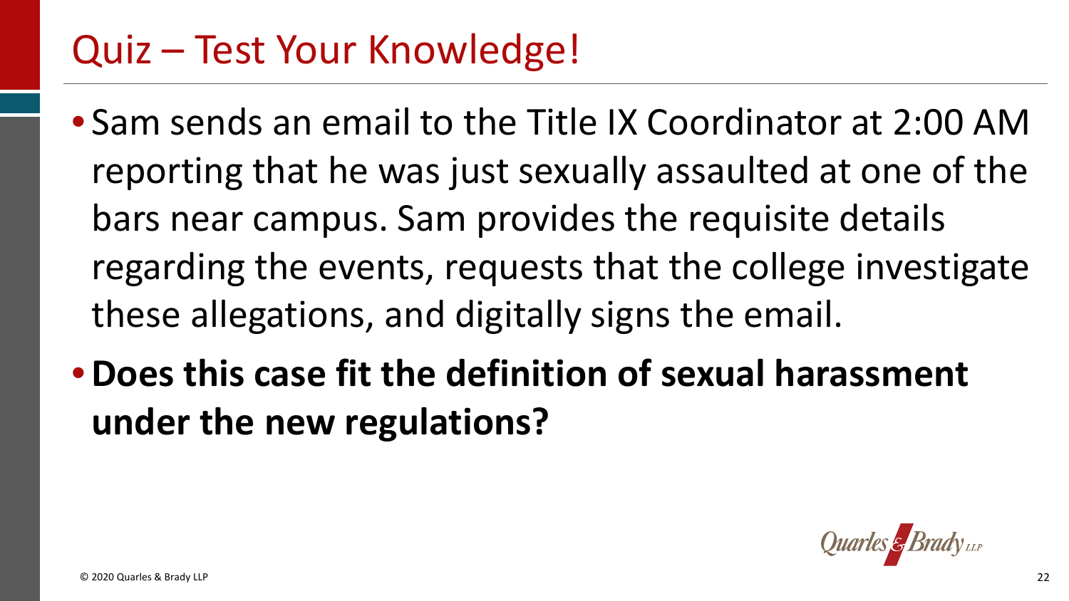# Quiz – Test Your Knowledge!

- Sam sends an email to the Title IX Coordinator at 2:00 AM reporting that he was just sexually assaulted at one of the bars near campus. Sam provides the requisite details regarding the events, requests that the college investigate these allegations, and digitally signs the email.
- **Does this case fit the definition of sexual harassment under the new regulations?**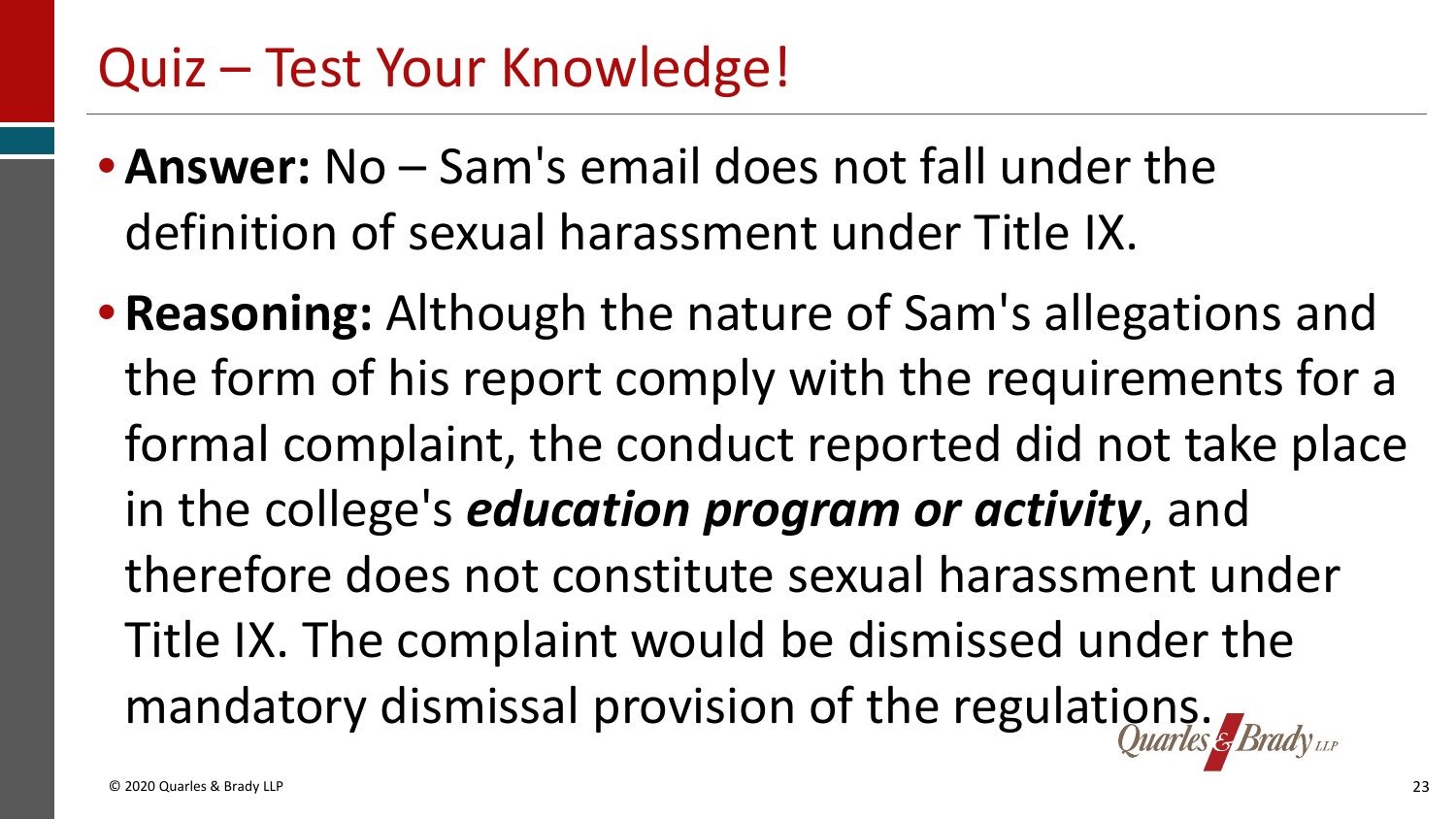# Quiz – Test Your Knowledge!

- **Answer:** No – Sam's email does not fall under the definition of sexual harassment under Title IX.
- **Reasoning:** Although the nature of Sam's allegations and the form of his report comply with the requirements for a formal complaint, the conduct reported did not take place in the college's ***education program or activity***, and therefore does not constitute sexual harassment under Title IX. The complaint would be dismissed under the mandatory dismissal provision of the regulations.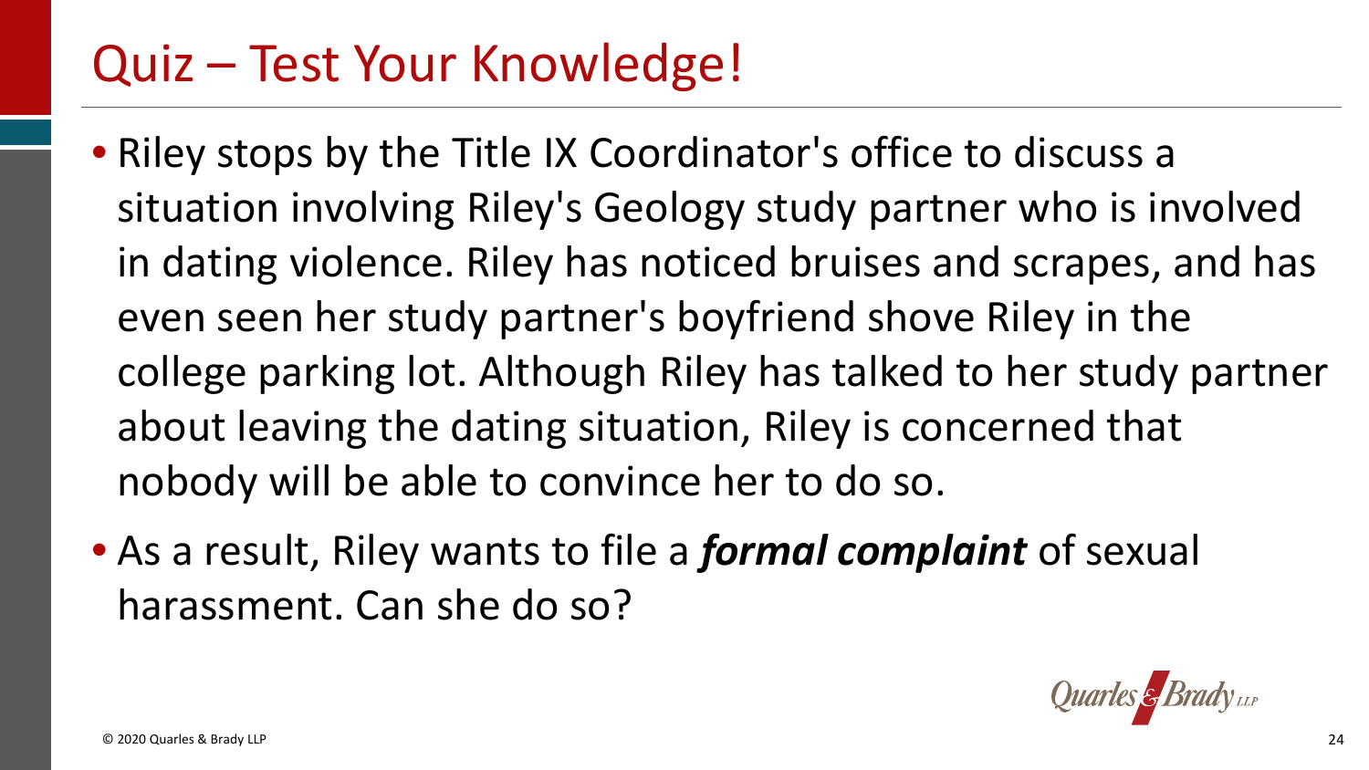# Quiz – Test Your Knowledge!

- Riley stops by the Title IX Coordinator's office to discuss a situation involving Riley's Geology study partner who is involved in dating violence. Riley has noticed bruises and scrapes, and has even seen her study partner's boyfriend shove Riley in the college parking lot. Although Riley has talked to her study partner about leaving the dating situation, Riley is concerned that nobody will be able to convince her to do so.
- As a result, Riley wants to file a ***formal complaint*** of sexual harassment. Can she do so?

© 2020 Quarles & Brady LLP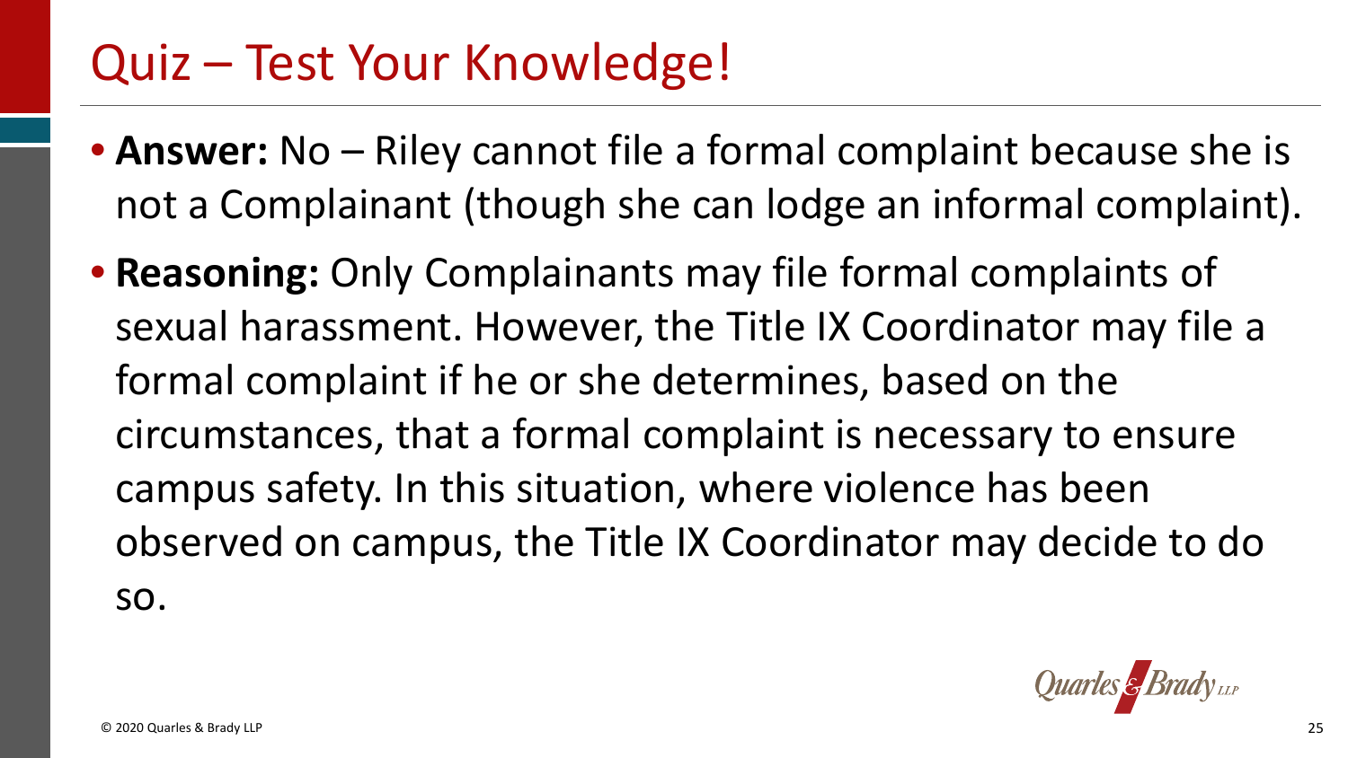# Quiz – Test Your Knowledge!

- **Answer:** No – Riley cannot file a formal complaint because she is not a Complainant (though she can lodge an informal complaint).
- **Reasoning:** Only Complainants may file formal complaints of sexual harassment. However, the Title IX Coordinator may file a formal complaint if he or she determines, based on the circumstances, that a formal complaint is necessary to ensure campus safety. In this situation, where violence has been observed on campus, the Title IX Coordinator may decide to do so.

© 2020 Quarles & Brady LLP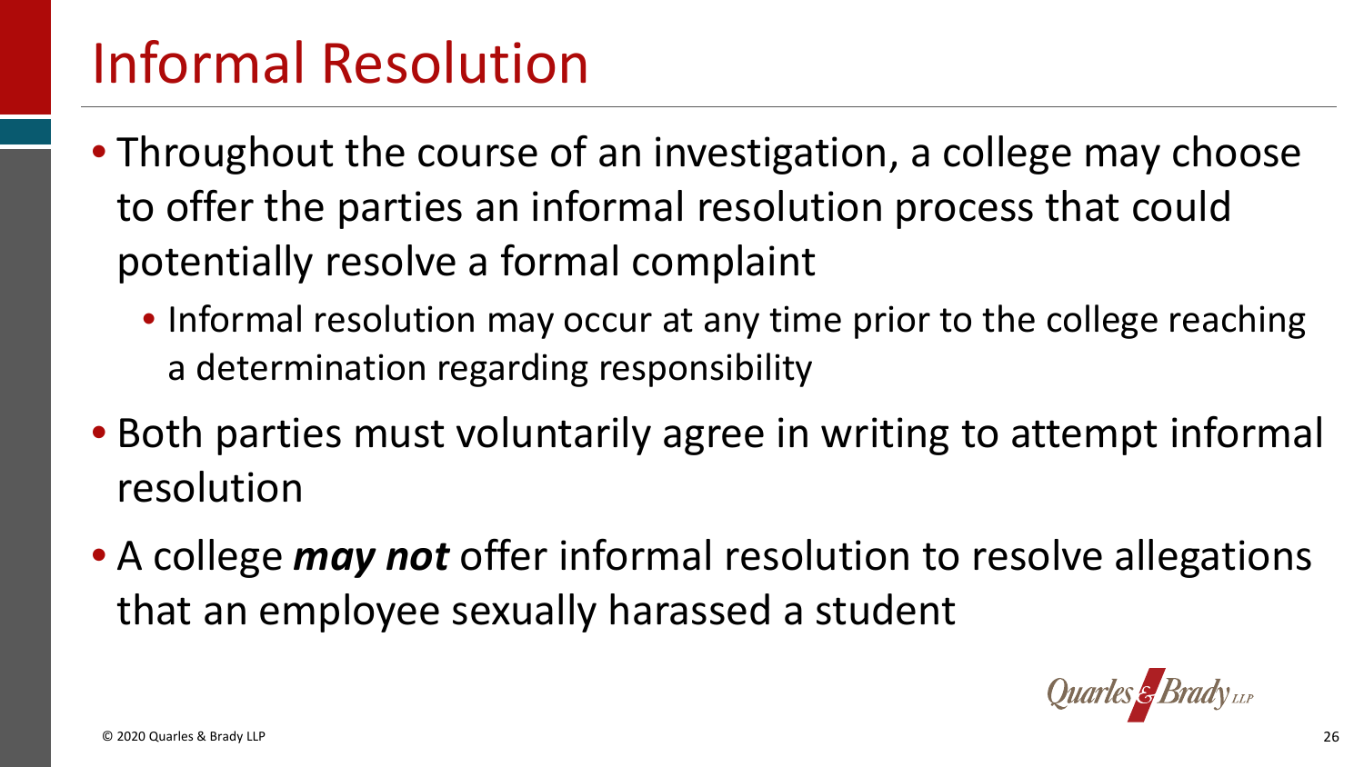# Informal Resolution

- Throughout the course of an investigation, a college may choose to offer the parties an informal resolution process that could potentially resolve a formal complaint
  - Informal resolution may occur at any time prior to the college reaching a determination regarding responsibility
- Both parties must voluntarily agree in writing to attempt informal resolution
- A college ***may not*** offer informal resolution to resolve allegations that an employee sexually harassed a student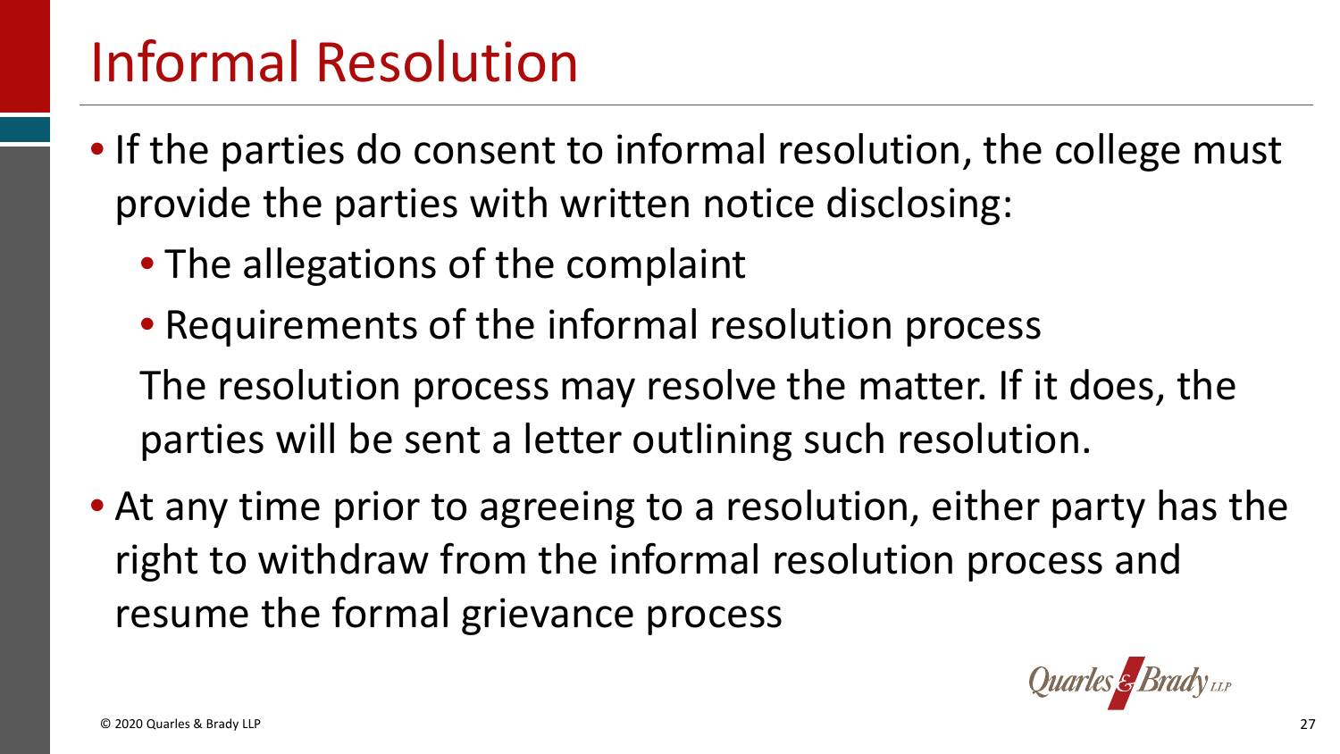# Informal Resolution

- If the parties do consent to informal resolution, the college must provide the parties with written notice disclosing:
  - The allegations of the complaint
  - Requirements of the informal resolution process

  The resolution process may resolve the matter. If it does, the parties will be sent a letter outlining such resolution.
- At any time prior to agreeing to a resolution, either party has the right to withdraw from the informal resolution process and resume the formal grievance process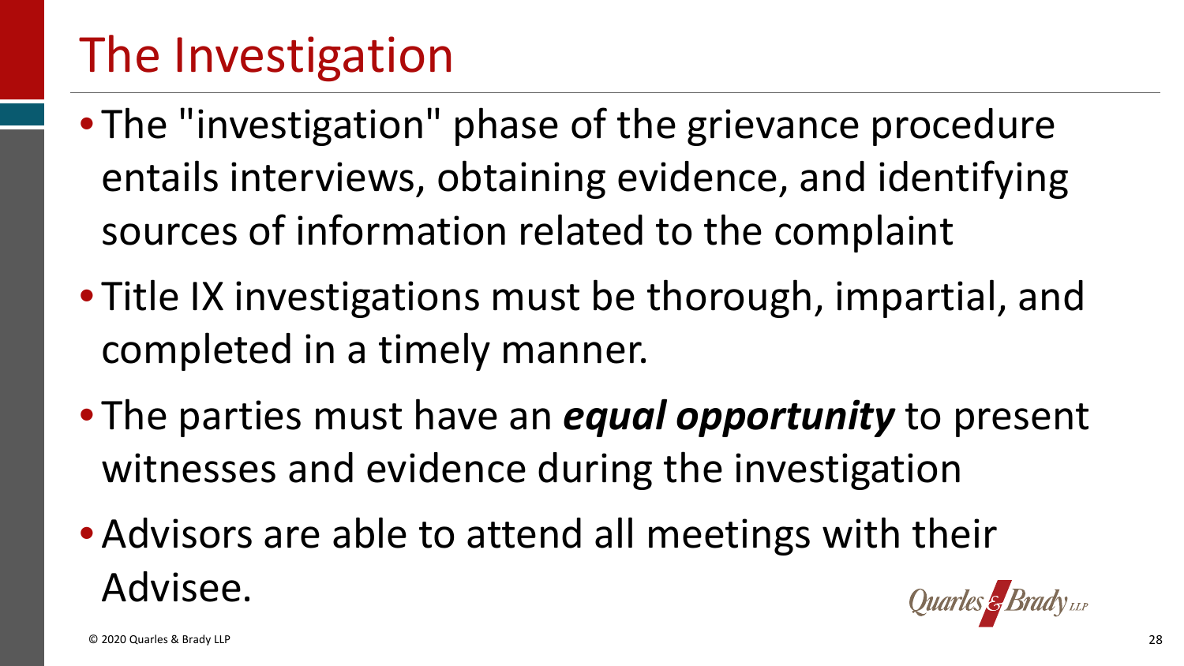# The Investigation

- The "investigation" phase of the grievance procedure entails interviews, obtaining evidence, and identifying sources of information related to the complaint
- Title IX investigations must be thorough, impartial, and completed in a timely manner.
- The parties must have an ***equal opportunity*** to present witnesses and evidence during the investigation
- Advisors are able to attend all meetings with their Advisee.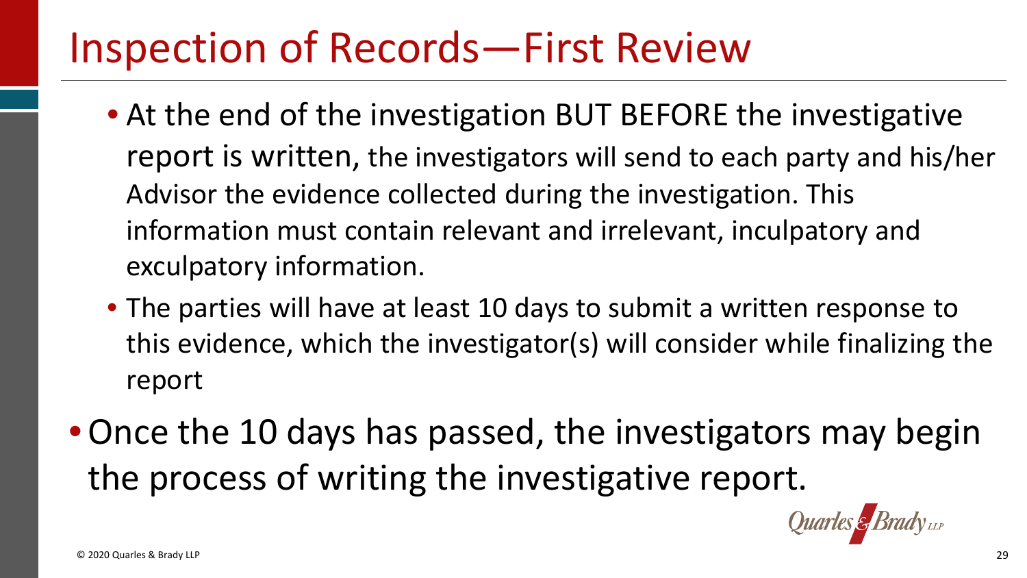# Inspection of Records—First Review

- At the end of the investigation BUT BEFORE the investigative report is written, the investigators will send to each party and his/her Advisor the evidence collected during the investigation. This information must contain relevant and irrelevant, inculpatory and exculpatory information.
- The parties will have at least 10 days to submit a written response to this evidence, which the investigator(s) will consider while finalizing the report

- Once the 10 days has passed, the investigators may begin the process of writing the investigative report.

© 2020 Quarles & Brady LLP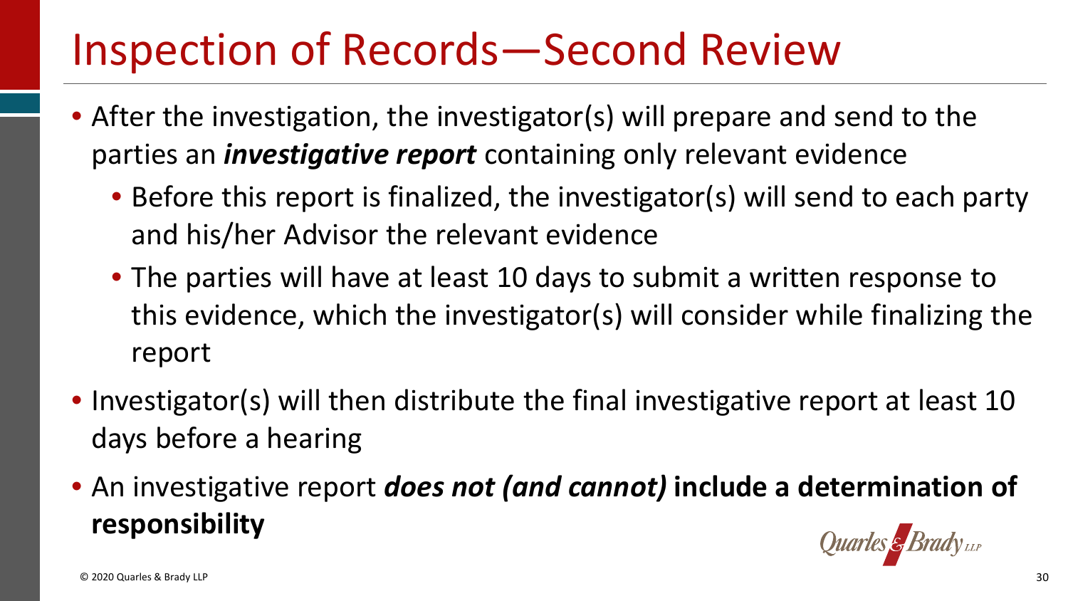# Inspection of Records—Second Review

- After the investigation, the investigator(s) will prepare and send to the parties an ***investigative report*** containing only relevant evidence
  - Before this report is finalized, the investigator(s) will send to each party and his/her Advisor the relevant evidence
  - The parties will have at least 10 days to submit a written response to this evidence, which the investigator(s) will consider while finalizing the report
- Investigator(s) will then distribute the final investigative report at least 10 days before a hearing
- An investigative report ***does not (and cannot)*** **include a determination of responsibility**

© 2020 Quarles & Brady LLP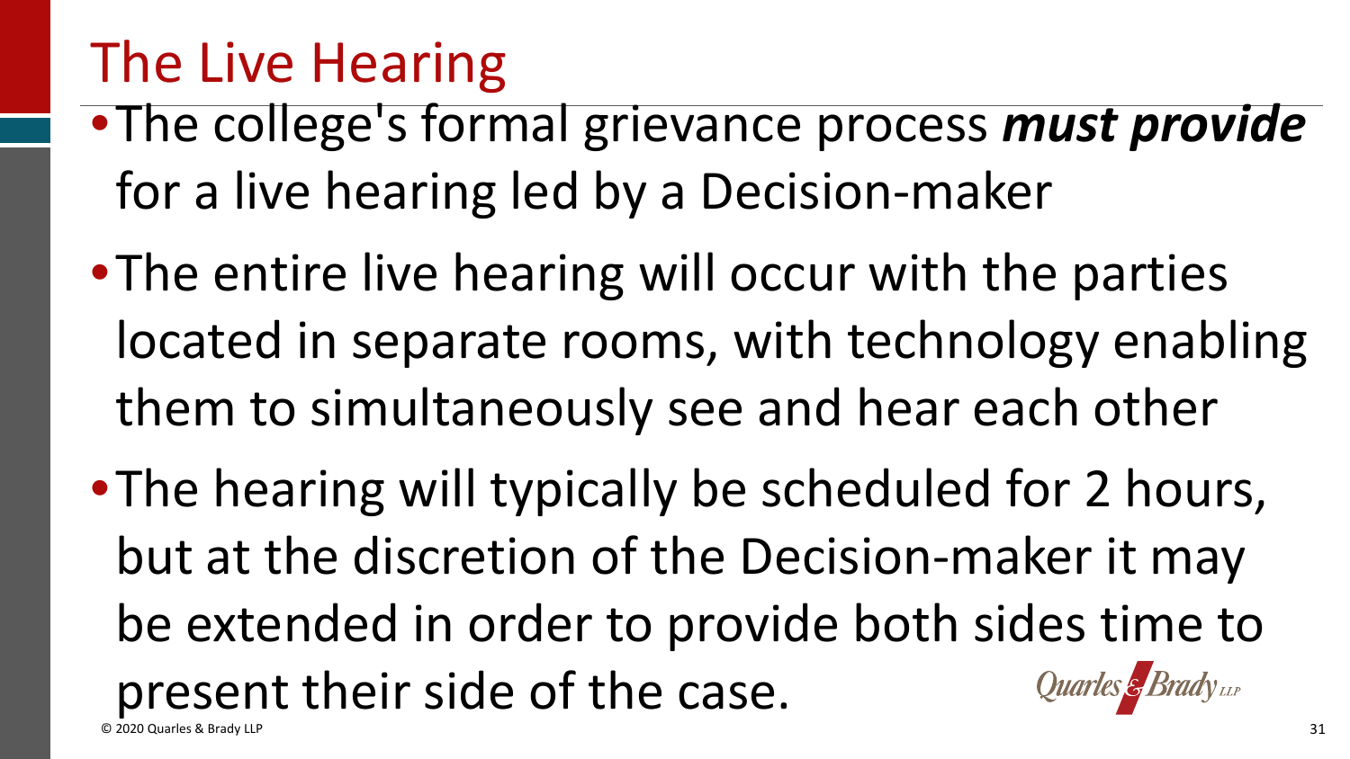# The Live Hearing

- The college's formal grievance process ***must provide*** for a live hearing led by a Decision-maker
- The entire live hearing will occur with the parties located in separate rooms, with technology enabling them to simultaneously see and hear each other
- The hearing will typically be scheduled for 2 hours, but at the discretion of the Decision-maker it may be extended in order to provide both sides time to present their side of the case.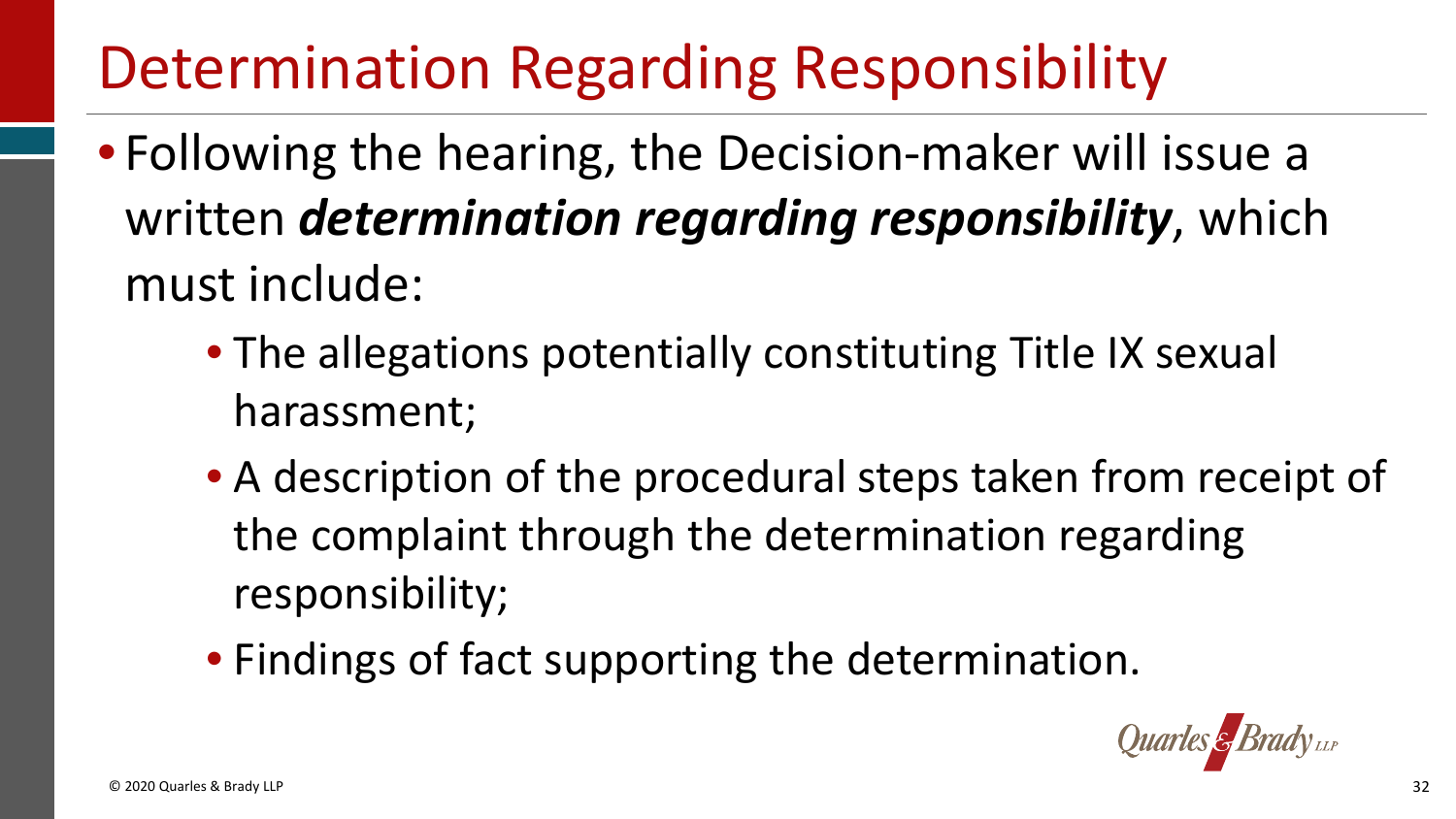# Determination Regarding Responsibility

- Following the hearing, the Decision-maker will issue a written ***determination regarding responsibility***, which must include:
  - The allegations potentially constituting Title IX sexual harassment;
  - A description of the procedural steps taken from receipt of the complaint through the determination regarding responsibility;
  - Findings of fact supporting the determination.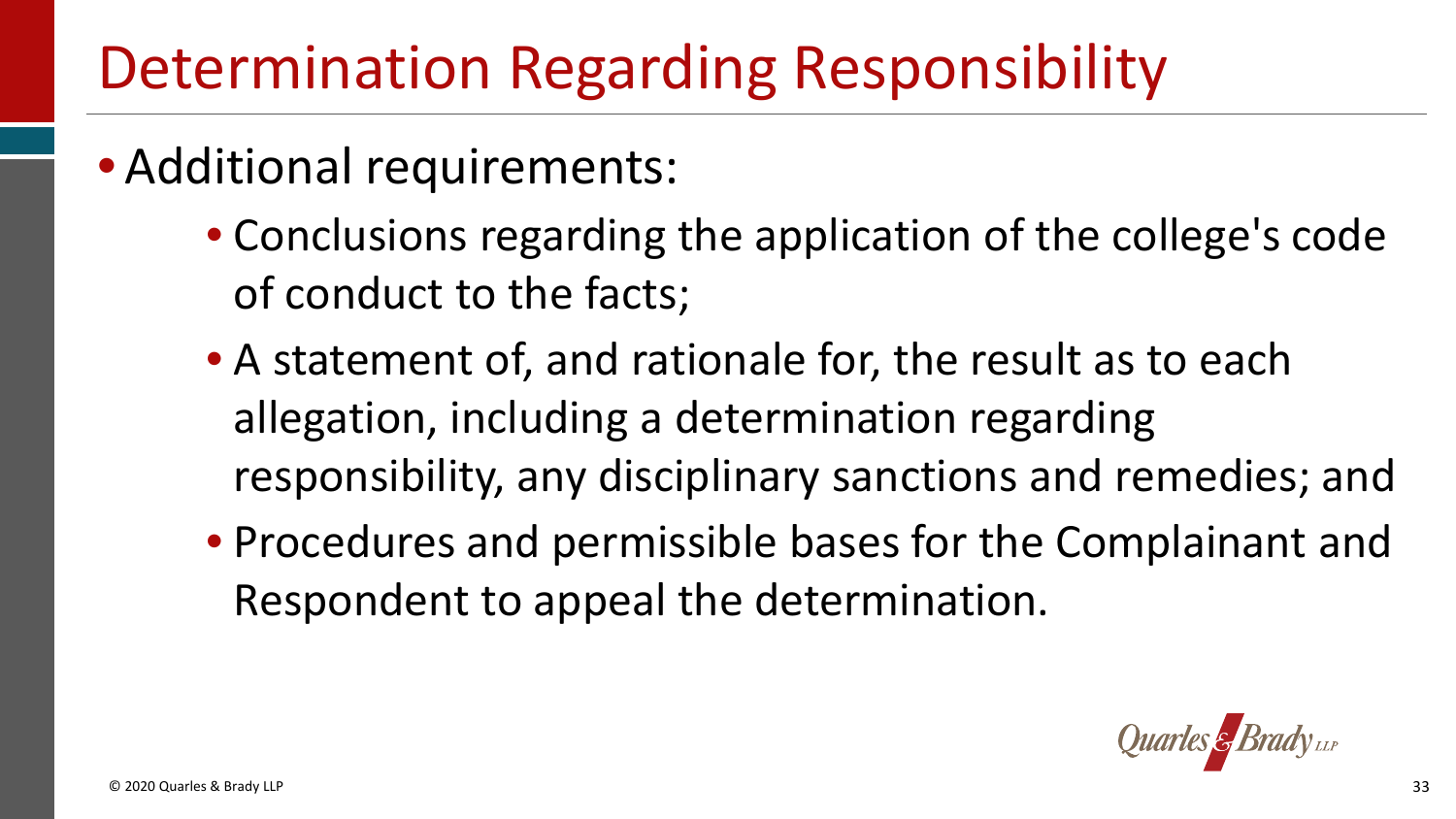# Determination Regarding Responsibility

- Additional requirements:
  - Conclusions regarding the application of the college's code of conduct to the facts;
  - A statement of, and rationale for, the result as to each allegation, including a determination regarding responsibility, any disciplinary sanctions and remedies; and
  - Procedures and permissible bases for the Complainant and Respondent to appeal the determination.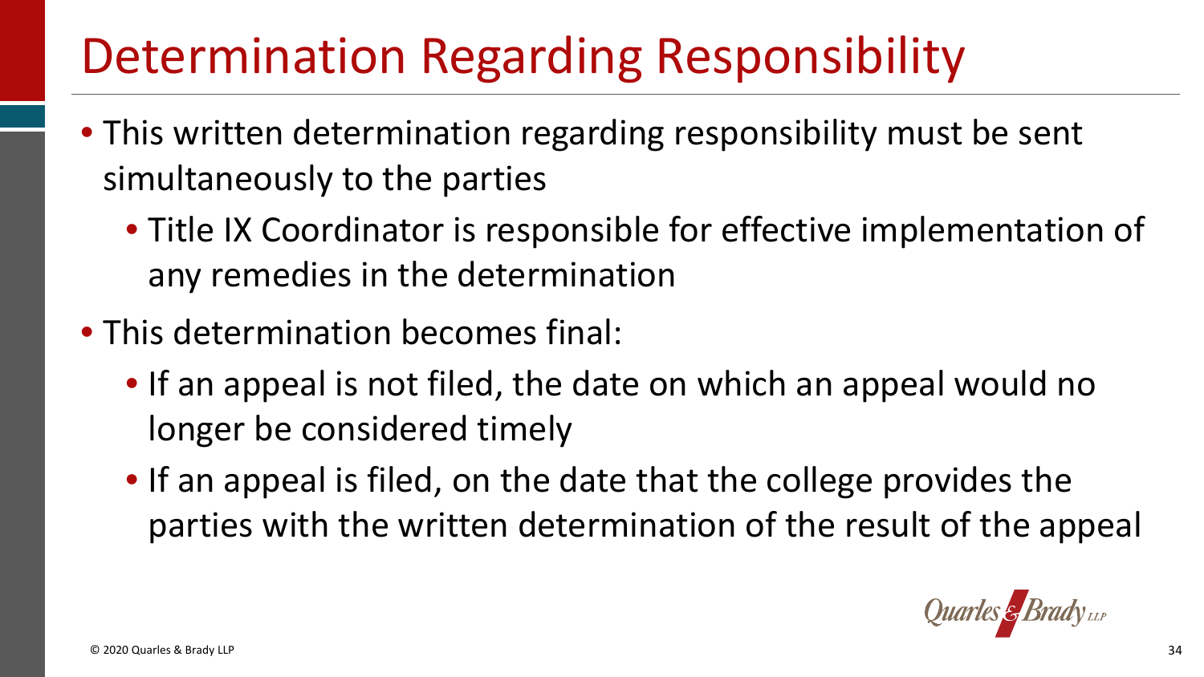# Determination Regarding Responsibility

- This written determination regarding responsibility must be sent simultaneously to the parties
  - Title IX Coordinator is responsible for effective implementation of any remedies in the determination
- This determination becomes final:
  - If an appeal is not filed, the date on which an appeal would no longer be considered timely
  - If an appeal is filed, on the date that the college provides the parties with the written determination of the result of the appeal

© 2020 Quarles & Brady LLP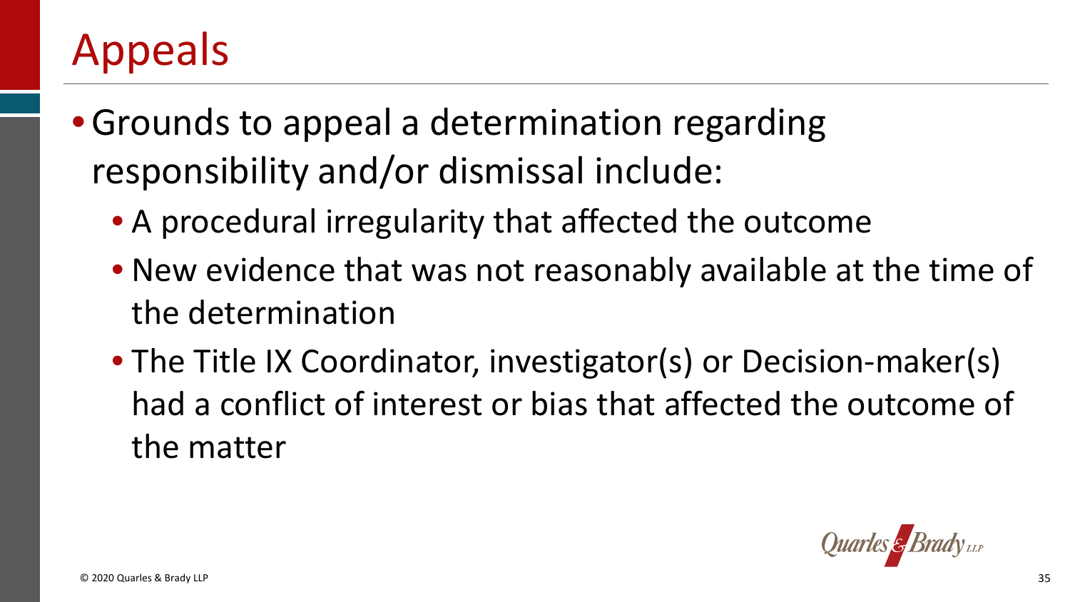# Appeals

- Grounds to appeal a determination regarding responsibility and/or dismissal include:
  - A procedural irregularity that affected the outcome
  - New evidence that was not reasonably available at the time of the determination
  - The Title IX Coordinator, investigator(s) or Decision-maker(s) had a conflict of interest or bias that affected the outcome of the matter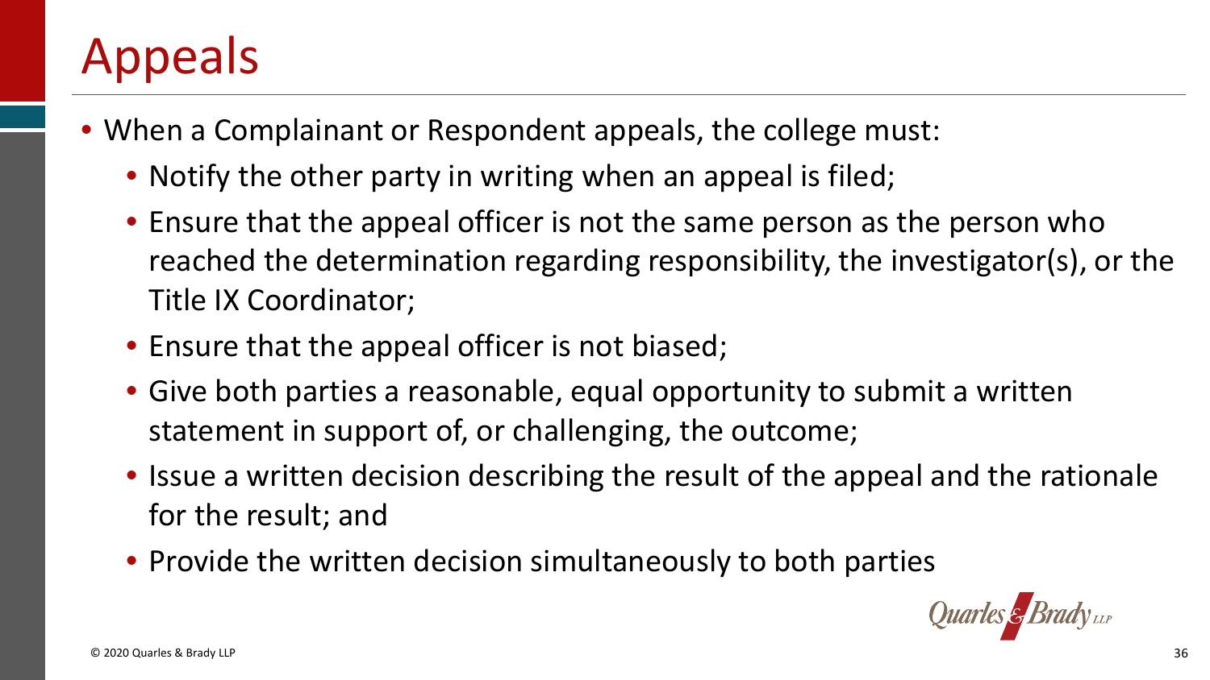# Appeals

- When a Complainant or Respondent appeals, the college must:
  - Notify the other party in writing when an appeal is filed;
  - Ensure that the appeal officer is not the same person as the person who reached the determination regarding responsibility, the investigator(s), or the Title IX Coordinator;
  - Ensure that the appeal officer is not biased;
  - Give both parties a reasonable, equal opportunity to submit a written statement in support of, or challenging, the outcome;
  - Issue a written decision describing the result of the appeal and the rationale for the result; and
  - Provide the written decision simultaneously to both parties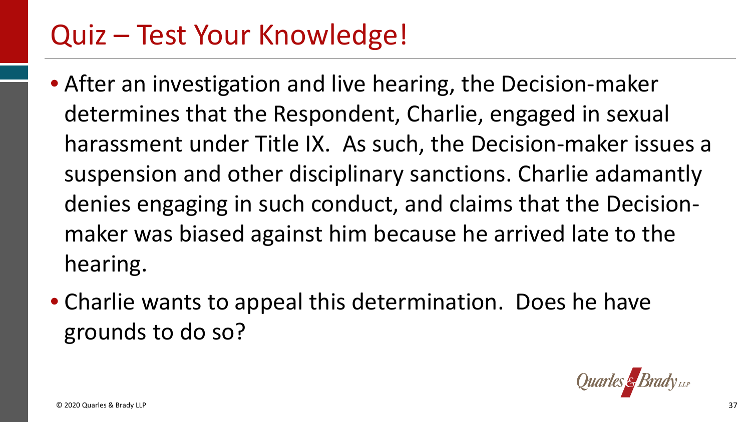# Quiz – Test Your Knowledge!

- After an investigation and live hearing, the Decision-maker determines that the Respondent, Charlie, engaged in sexual harassment under Title IX. As such, the Decision-maker issues a suspension and other disciplinary sanctions. Charlie adamantly denies engaging in such conduct, and claims that the Decision-maker was biased against him because he arrived late to the hearing.
- Charlie wants to appeal this determination. Does he have grounds to do so?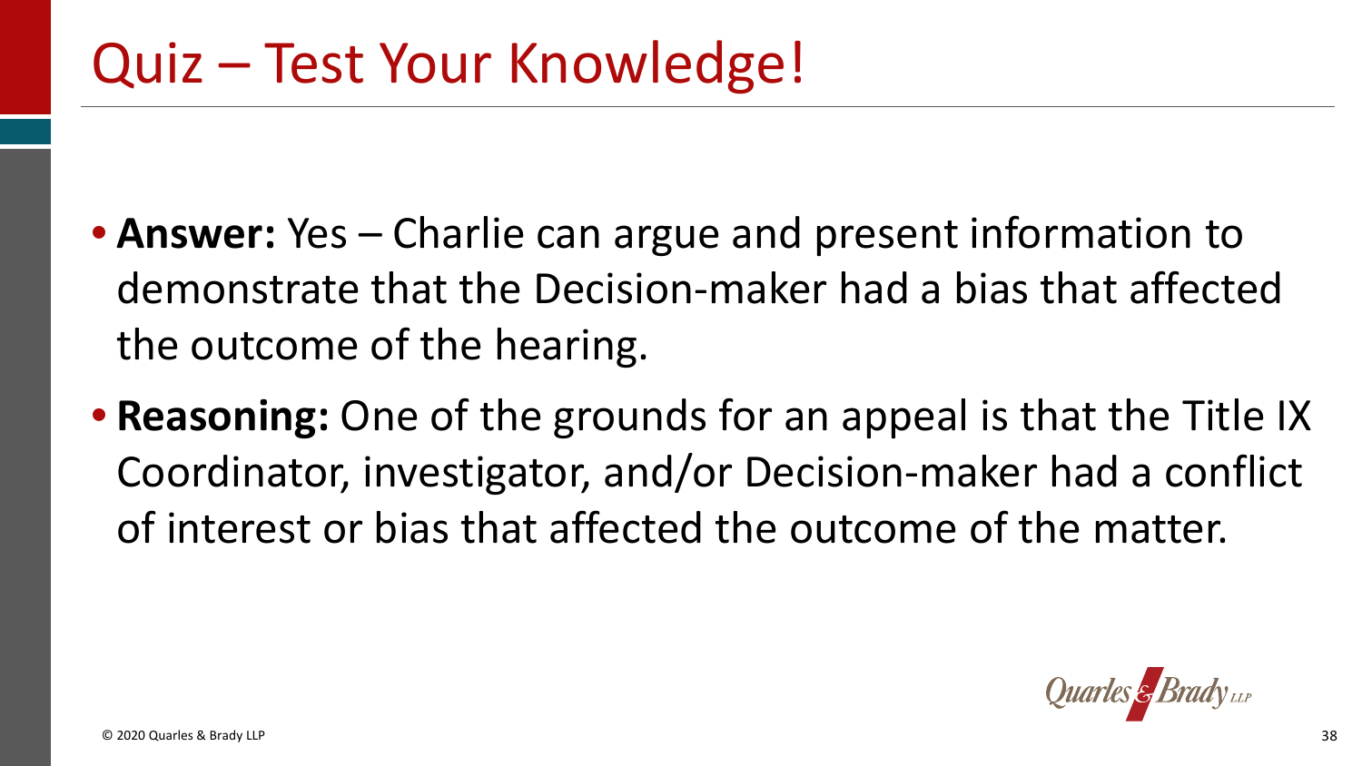# Quiz – Test Your Knowledge!

- **Answer:** Yes – Charlie can argue and present information to demonstrate that the Decision-maker had a bias that affected the outcome of the hearing.
- **Reasoning:** One of the grounds for an appeal is that the Title IX Coordinator, investigator, and/or Decision-maker had a conflict of interest or bias that affected the outcome of the matter.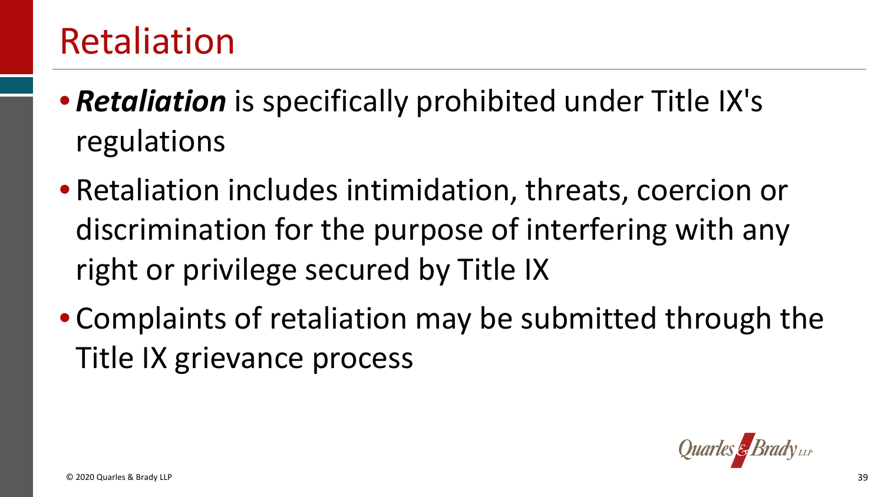# Retaliation

- ***Retaliation*** is specifically prohibited under Title IX's regulations
- Retaliation includes intimidation, threats, coercion or discrimination for the purpose of interfering with any right or privilege secured by Title IX
- Complaints of retaliation may be submitted through the Title IX grievance process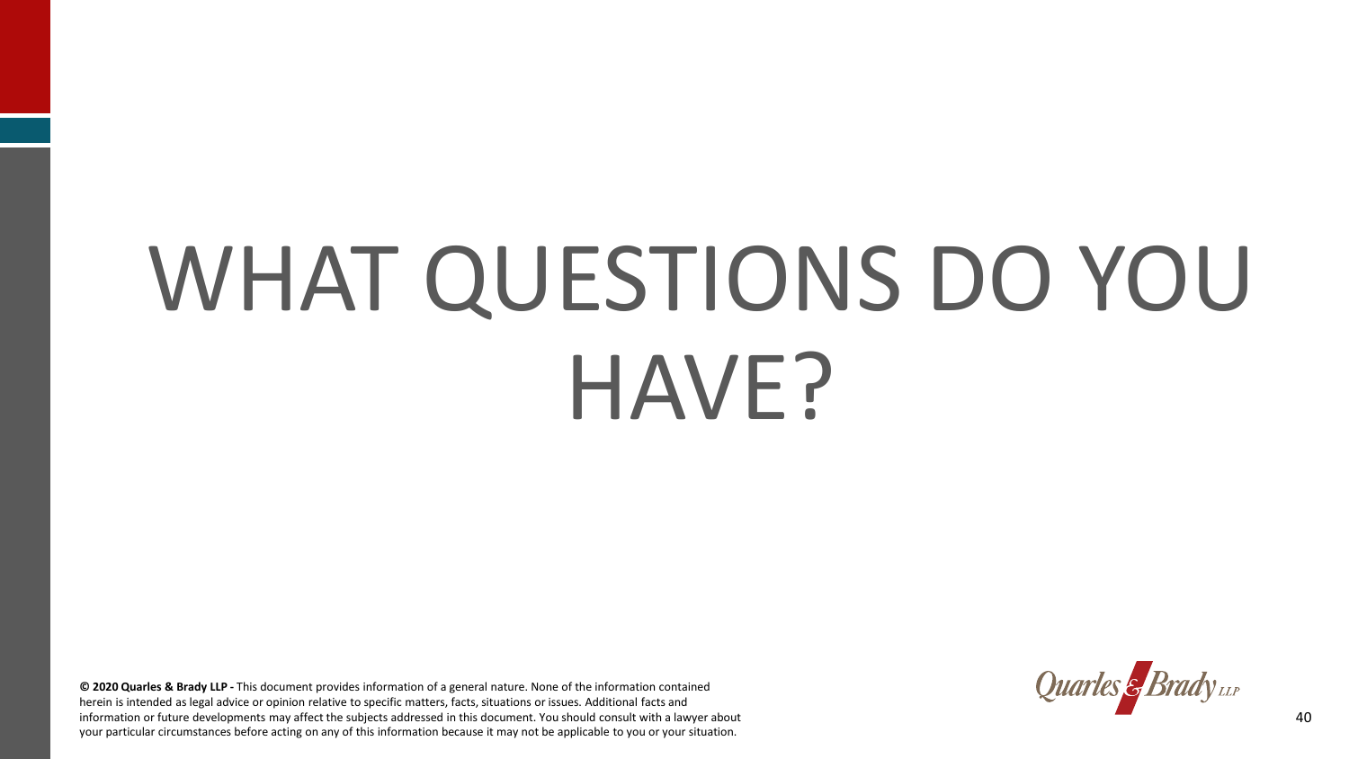# WHAT QUESTIONS DO YOU HAVE?

**© 2020 Quarles & Brady LLP -** This document provides information of a general nature. None of the information contained herein is intended as legal advice or opinion relative to specific matters, facts, situations or issues. Additional facts and information or future developments may affect the subjects addressed in this document. You should consult with a lawyer about your particular circumstances before acting on any of this information because it may not be applicable to you or your situation.